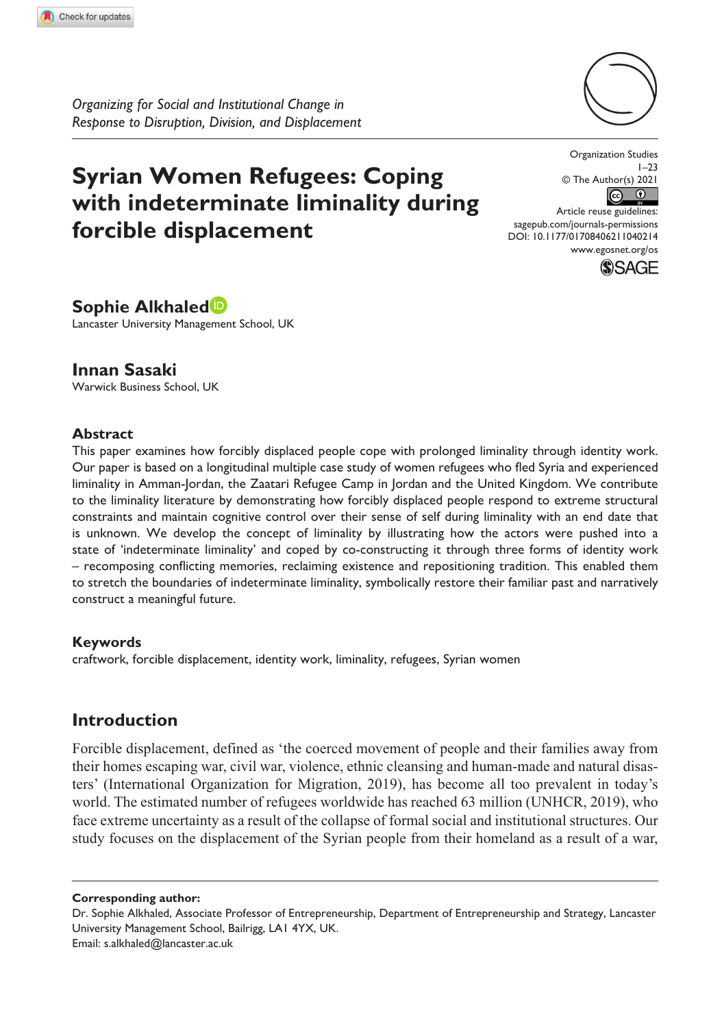*Organizing for Social and Institutional Change in Response to Disruption, Division, and Displacement*

# Syrian Women Refugees: Coping with indeterminate liminality during forcible displacement

Organization Studies
1–23
© The Author(s) 2021
Article reuse guidelines: sagepub.com/journals-permissions
DOI: 10.1177/01708406211040214
www.egosnet.org/os

**Sophie Alkhaled**
Lancaster University Management School, UK

**Innan Sasaki**
Warwick Business School, UK

## Abstract

This paper examines how forcibly displaced people cope with prolonged liminality through identity work. Our paper is based on a longitudinal multiple case study of women refugees who fled Syria and experienced liminality in Amman-Jordan, the Zaatari Refugee Camp in Jordan and the United Kingdom. We contribute to the liminality literature by demonstrating how forcibly displaced people respond to extreme structural constraints and maintain cognitive control over their sense of self during liminality with an end date that is unknown. We develop the concept of liminality by illustrating how the actors were pushed into a state of 'indeterminate liminality' and coped by co-constructing it through three forms of identity work – recomposing conflicting memories, reclaiming existence and repositioning tradition. This enabled them to stretch the boundaries of indeterminate liminality, symbolically restore their familiar past and narratively construct a meaningful future.

## Keywords

craftwork, forcible displacement, identity work, liminality, refugees, Syrian women

## Introduction

Forcible displacement, defined as 'the coerced movement of people and their families away from their homes escaping war, civil war, violence, ethnic cleansing and human-made and natural disasters' (International Organization for Migration, 2019), has become all too prevalent in today's world. The estimated number of refugees worldwide has reached 63 million (UNHCR, 2019), who face extreme uncertainty as a result of the collapse of formal social and institutional structures. Our study focuses on the displacement of the Syrian people from their homeland as a result of a war,

**Corresponding author:**
Dr. Sophie Alkhaled, Associate Professor of Entrepreneurship, Department of Entrepreneurship and Strategy, Lancaster University Management School, Bailrigg, LA1 4YX, UK.
Email: s.alkhaled@lancaster.ac.uk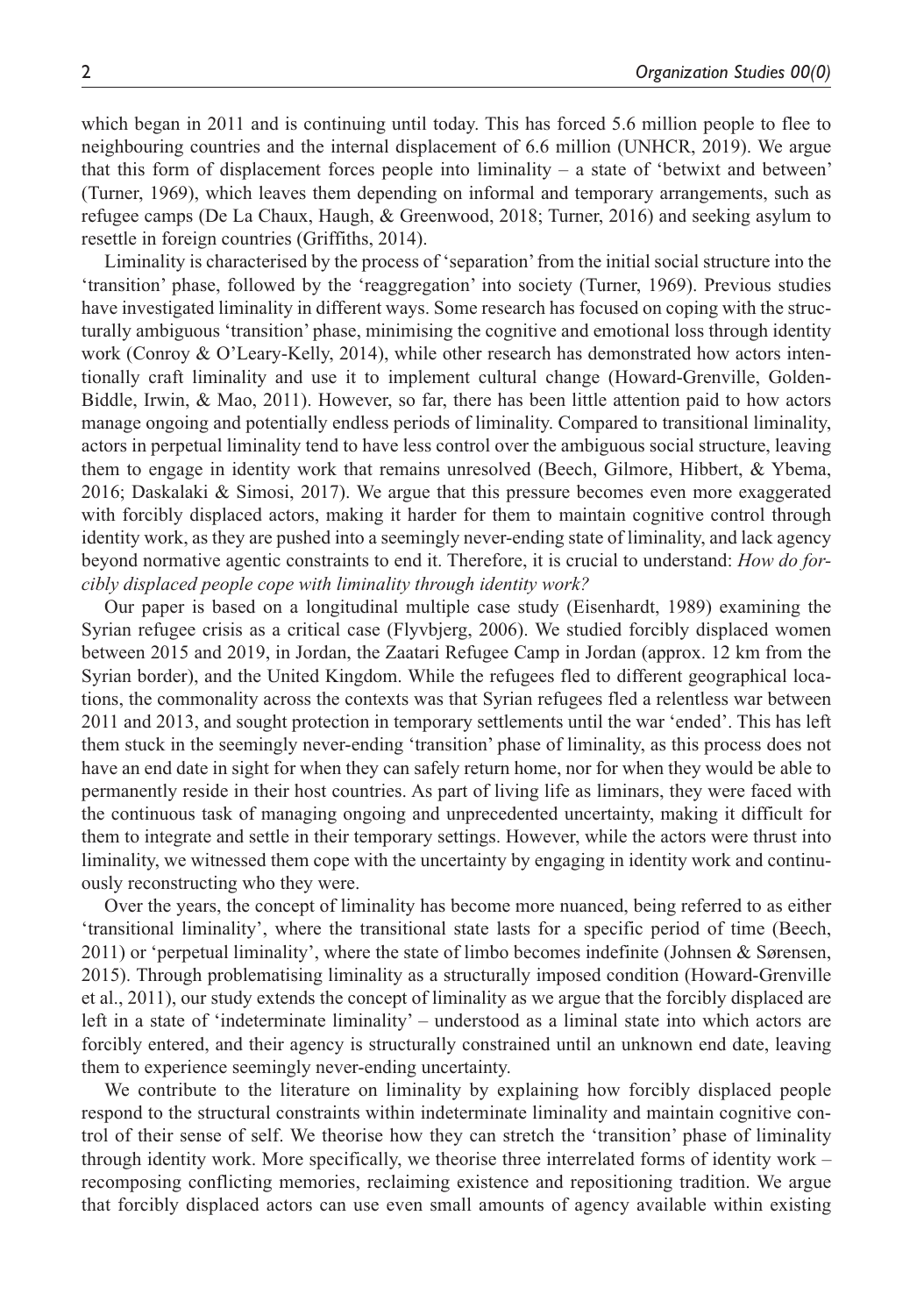which began in 2011 and is continuing until today. This has forced 5.6 million people to flee to neighbouring countries and the internal displacement of 6.6 million (UNHCR, 2019). We argue that this form of displacement forces people into liminality – a state of 'betwixt and between' (Turner, 1969), which leaves them depending on informal and temporary arrangements, such as refugee camps (De La Chaux, Haugh, & Greenwood, 2018; Turner, 2016) and seeking asylum to resettle in foreign countries (Griffiths, 2014).

Liminality is characterised by the process of 'separation' from the initial social structure into the 'transition' phase, followed by the 'reaggregation' into society (Turner, 1969). Previous studies have investigated liminality in different ways. Some research has focused on coping with the structurally ambiguous 'transition' phase, minimising the cognitive and emotional loss through identity work (Conroy & O'Leary-Kelly, 2014), while other research has demonstrated how actors intentionally craft liminality and use it to implement cultural change (Howard-Grenville, Golden-Biddle, Irwin, & Mao, 2011). However, so far, there has been little attention paid to how actors manage ongoing and potentially endless periods of liminality. Compared to transitional liminality, actors in perpetual liminality tend to have less control over the ambiguous social structure, leaving them to engage in identity work that remains unresolved (Beech, Gilmore, Hibbert, & Ybema, 2016; Daskalaki & Simosi, 2017). We argue that this pressure becomes even more exaggerated with forcibly displaced actors, making it harder for them to maintain cognitive control through identity work, as they are pushed into a seemingly never-ending state of liminality, and lack agency beyond normative agentic constraints to end it. Therefore, it is crucial to understand: *How do forcibly displaced people cope with liminality through identity work?*

Our paper is based on a longitudinal multiple case study (Eisenhardt, 1989) examining the Syrian refugee crisis as a critical case (Flyvbjerg, 2006). We studied forcibly displaced women between 2015 and 2019, in Jordan, the Zaatari Refugee Camp in Jordan (approx. 12 km from the Syrian border), and the United Kingdom. While the refugees fled to different geographical locations, the commonality across the contexts was that Syrian refugees fled a relentless war between 2011 and 2013, and sought protection in temporary settlements until the war 'ended'. This has left them stuck in the seemingly never-ending 'transition' phase of liminality, as this process does not have an end date in sight for when they can safely return home, nor for when they would be able to permanently reside in their host countries. As part of living life as liminars, they were faced with the continuous task of managing ongoing and unprecedented uncertainty, making it difficult for them to integrate and settle in their temporary settings. However, while the actors were thrust into liminality, we witnessed them cope with the uncertainty by engaging in identity work and continuously reconstructing who they were.

Over the years, the concept of liminality has become more nuanced, being referred to as either 'transitional liminality', where the transitional state lasts for a specific period of time (Beech, 2011) or 'perpetual liminality', where the state of limbo becomes indefinite (Johnsen & Sørensen, 2015). Through problematising liminality as a structurally imposed condition (Howard-Grenville et al., 2011), our study extends the concept of liminality as we argue that the forcibly displaced are left in a state of 'indeterminate liminality' – understood as a liminal state into which actors are forcibly entered, and their agency is structurally constrained until an unknown end date, leaving them to experience seemingly never-ending uncertainty.

We contribute to the literature on liminality by explaining how forcibly displaced people respond to the structural constraints within indeterminate liminality and maintain cognitive control of their sense of self. We theorise how they can stretch the 'transition' phase of liminality through identity work. More specifically, we theorise three interrelated forms of identity work – recomposing conflicting memories, reclaiming existence and repositioning tradition. We argue that forcibly displaced actors can use even small amounts of agency available within existing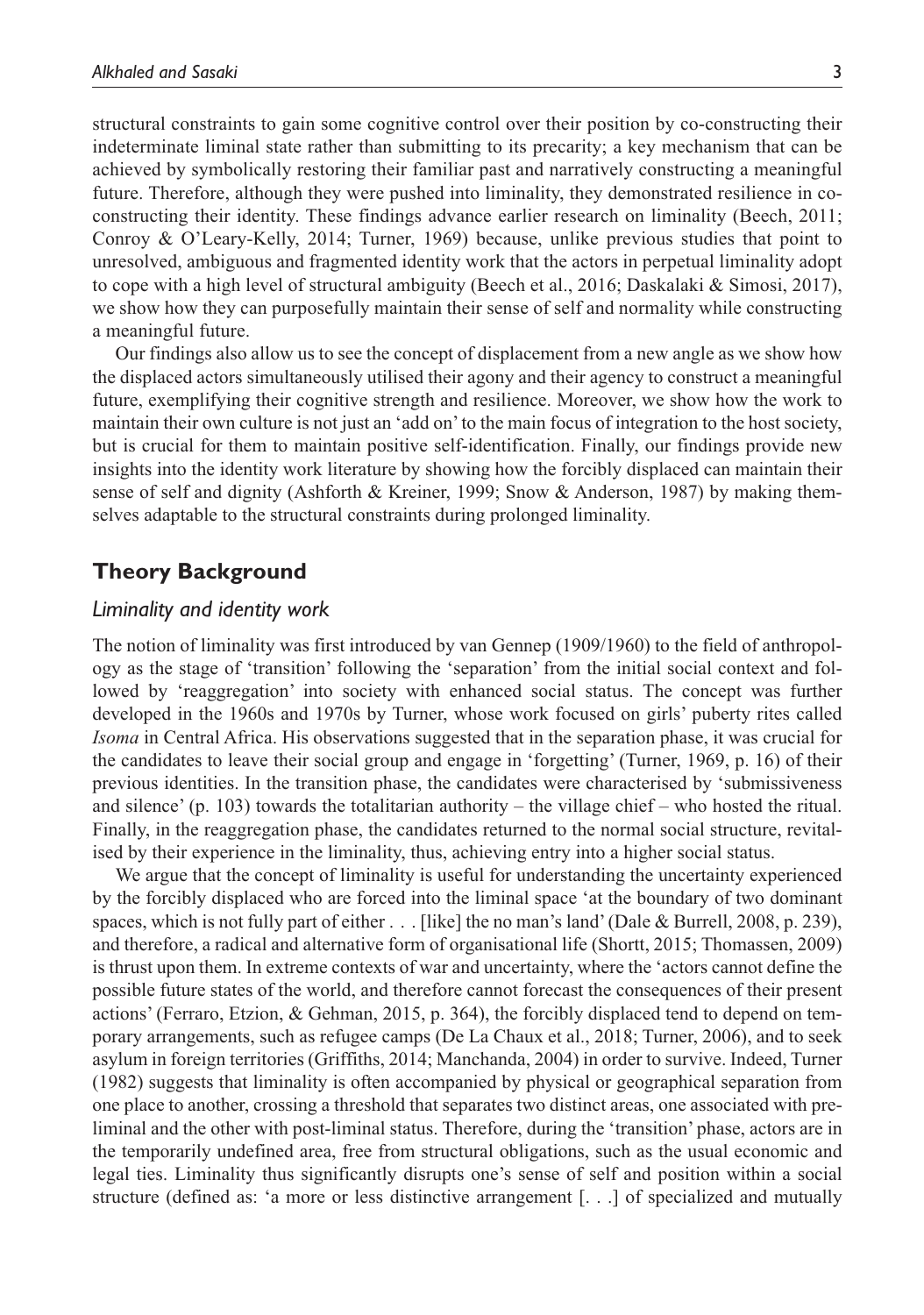structural constraints to gain some cognitive control over their position by co-constructing their indeterminate liminal state rather than submitting to its precarity; a key mechanism that can be achieved by symbolically restoring their familiar past and narratively constructing a meaningful future. Therefore, although they were pushed into liminality, they demonstrated resilience in co-constructing their identity. These findings advance earlier research on liminality (Beech, 2011; Conroy & O'Leary-Kelly, 2014; Turner, 1969) because, unlike previous studies that point to unresolved, ambiguous and fragmented identity work that the actors in perpetual liminality adopt to cope with a high level of structural ambiguity (Beech et al., 2016; Daskalaki & Simosi, 2017), we show how they can purposefully maintain their sense of self and normality while constructing a meaningful future.

Our findings also allow us to see the concept of displacement from a new angle as we show how the displaced actors simultaneously utilised their agony and their agency to construct a meaningful future, exemplifying their cognitive strength and resilience. Moreover, we show how the work to maintain their own culture is not just an 'add on' to the main focus of integration to the host society, but is crucial for them to maintain positive self-identification. Finally, our findings provide new insights into the identity work literature by showing how the forcibly displaced can maintain their sense of self and dignity (Ashforth & Kreiner, 1999; Snow & Anderson, 1987) by making themselves adaptable to the structural constraints during prolonged liminality.

## Theory Background

### *Liminality and identity work*

The notion of liminality was first introduced by van Gennep (1909/1960) to the field of anthropology as the stage of 'transition' following the 'separation' from the initial social context and followed by 'reaggregation' into society with enhanced social status. The concept was further developed in the 1960s and 1970s by Turner, whose work focused on girls' puberty rites called *Isoma* in Central Africa. His observations suggested that in the separation phase, it was crucial for the candidates to leave their social group and engage in 'forgetting' (Turner, 1969, p. 16) of their previous identities. In the transition phase, the candidates were characterised by 'submissiveness and silence' (p. 103) towards the totalitarian authority – the village chief – who hosted the ritual. Finally, in the reaggregation phase, the candidates returned to the normal social structure, revitalised by their experience in the liminality, thus, achieving entry into a higher social status.

We argue that the concept of liminality is useful for understanding the uncertainty experienced by the forcibly displaced who are forced into the liminal space 'at the boundary of two dominant spaces, which is not fully part of either . . . [like] the no man's land' (Dale & Burrell, 2008, p. 239), and therefore, a radical and alternative form of organisational life (Shortt, 2015; Thomassen, 2009) is thrust upon them. In extreme contexts of war and uncertainty, where the 'actors cannot define the possible future states of the world, and therefore cannot forecast the consequences of their present actions' (Ferraro, Etzion, & Gehman, 2015, p. 364), the forcibly displaced tend to depend on temporary arrangements, such as refugee camps (De La Chaux et al., 2018; Turner, 2006), and to seek asylum in foreign territories (Griffiths, 2014; Manchanda, 2004) in order to survive. Indeed, Turner (1982) suggests that liminality is often accompanied by physical or geographical separation from one place to another, crossing a threshold that separates two distinct areas, one associated with pre-liminal and the other with post-liminal status. Therefore, during the 'transition' phase, actors are in the temporarily undefined area, free from structural obligations, such as the usual economic and legal ties. Liminality thus significantly disrupts one's sense of self and position within a social structure (defined as: 'a more or less distinctive arrangement [. . .] of specialized and mutually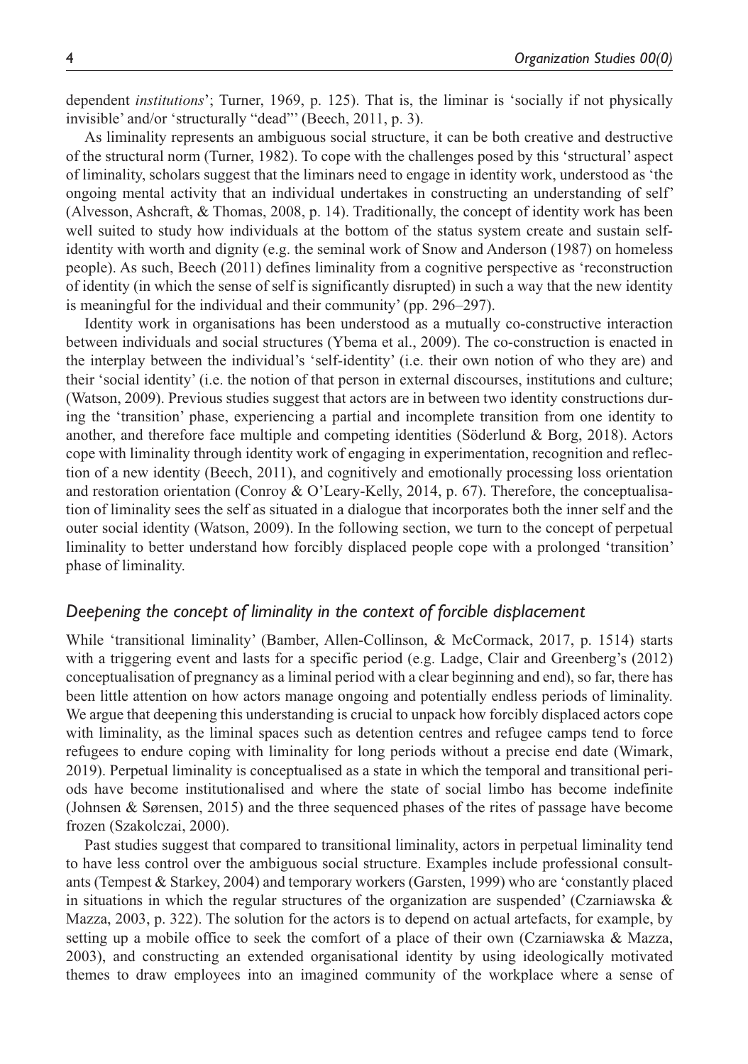dependent *institutions*'; Turner, 1969, p. 125). That is, the liminar is 'socially if not physically invisible' and/or 'structurally "dead"' (Beech, 2011, p. 3).

As liminality represents an ambiguous social structure, it can be both creative and destructive of the structural norm (Turner, 1982). To cope with the challenges posed by this 'structural' aspect of liminality, scholars suggest that the liminars need to engage in identity work, understood as 'the ongoing mental activity that an individual undertakes in constructing an understanding of self' (Alvesson, Ashcraft, & Thomas, 2008, p. 14). Traditionally, the concept of identity work has been well suited to study how individuals at the bottom of the status system create and sustain self-identity with worth and dignity (e.g. the seminal work of Snow and Anderson (1987) on homeless people). As such, Beech (2011) defines liminality from a cognitive perspective as 'reconstruction of identity (in which the sense of self is significantly disrupted) in such a way that the new identity is meaningful for the individual and their community' (pp. 296–297).

Identity work in organisations has been understood as a mutually co-constructive interaction between individuals and social structures (Ybema et al., 2009). The co-construction is enacted in the interplay between the individual's 'self-identity' (i.e. their own notion of who they are) and their 'social identity' (i.e. the notion of that person in external discourses, institutions and culture; (Watson, 2009). Previous studies suggest that actors are in between two identity constructions during the 'transition' phase, experiencing a partial and incomplete transition from one identity to another, and therefore face multiple and competing identities (Söderlund & Borg, 2018). Actors cope with liminality through identity work of engaging in experimentation, recognition and reflection of a new identity (Beech, 2011), and cognitively and emotionally processing loss orientation and restoration orientation (Conroy & O'Leary-Kelly, 2014, p. 67). Therefore, the conceptualisation of liminality sees the self as situated in a dialogue that incorporates both the inner self and the outer social identity (Watson, 2009). In the following section, we turn to the concept of perpetual liminality to better understand how forcibly displaced people cope with a prolonged 'transition' phase of liminality.

### *Deepening the concept of liminality in the context of forcible displacement*

While 'transitional liminality' (Bamber, Allen-Collinson, & McCormack, 2017, p. 1514) starts with a triggering event and lasts for a specific period (e.g. Ladge, Clair and Greenberg's (2012) conceptualisation of pregnancy as a liminal period with a clear beginning and end), so far, there has been little attention on how actors manage ongoing and potentially endless periods of liminality. We argue that deepening this understanding is crucial to unpack how forcibly displaced actors cope with liminality, as the liminal spaces such as detention centres and refugee camps tend to force refugees to endure coping with liminality for long periods without a precise end date (Wimark, 2019). Perpetual liminality is conceptualised as a state in which the temporal and transitional periods have become institutionalised and where the state of social limbo has become indefinite (Johnsen & Sørensen, 2015) and the three sequenced phases of the rites of passage have become frozen (Szakolczai, 2000).

Past studies suggest that compared to transitional liminality, actors in perpetual liminality tend to have less control over the ambiguous social structure. Examples include professional consultants (Tempest & Starkey, 2004) and temporary workers (Garsten, 1999) who are 'constantly placed in situations in which the regular structures of the organization are suspended' (Czarniawska & Mazza, 2003, p. 322). The solution for the actors is to depend on actual artefacts, for example, by setting up a mobile office to seek the comfort of a place of their own (Czarniawska & Mazza, 2003), and constructing an extended organisational identity by using ideologically motivated themes to draw employees into an imagined community of the workplace where a sense of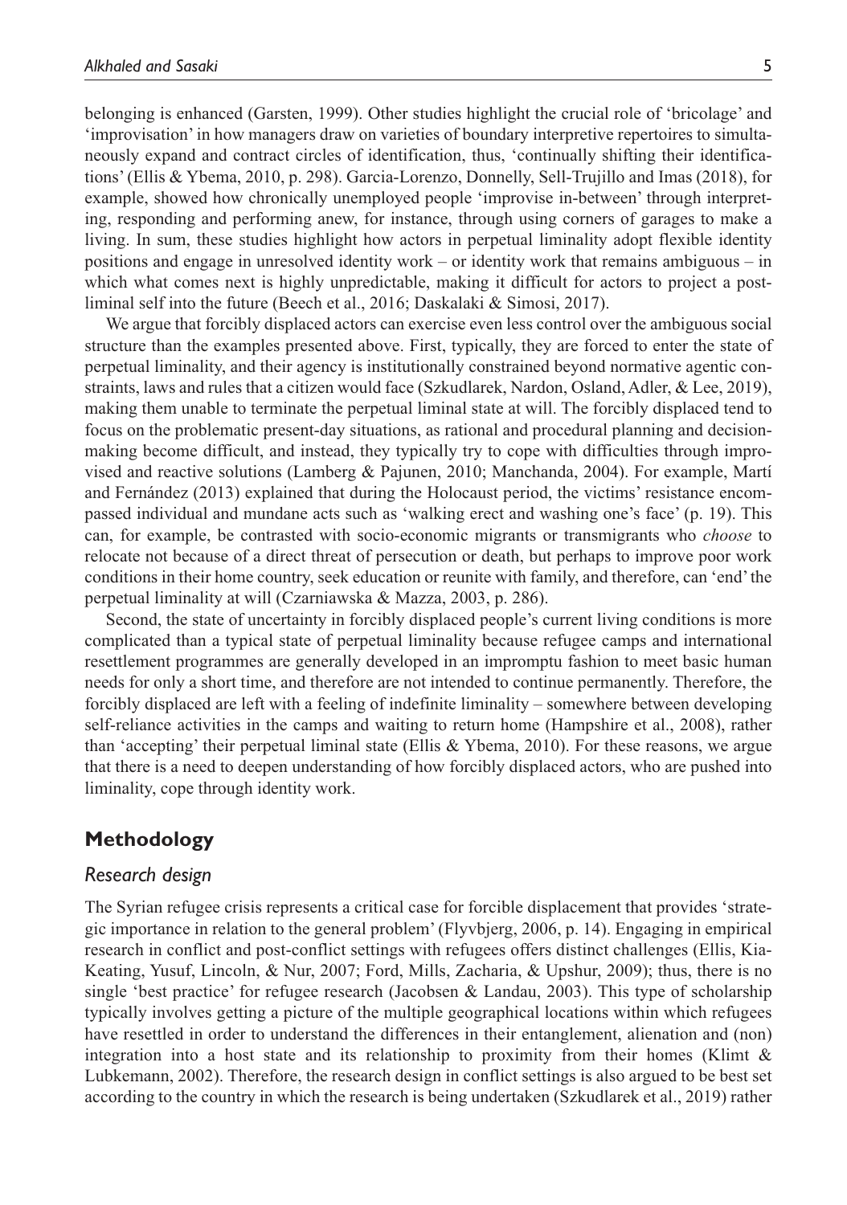belonging is enhanced (Garsten, 1999). Other studies highlight the crucial role of 'bricolage' and 'improvisation' in how managers draw on varieties of boundary interpretive repertoires to simultaneously expand and contract circles of identification, thus, 'continually shifting their identifications' (Ellis & Ybema, 2010, p. 298). Garcia-Lorenzo, Donnelly, Sell-Trujillo and Imas (2018), for example, showed how chronically unemployed people 'improvise in-between' through interpreting, responding and performing anew, for instance, through using corners of garages to make a living. In sum, these studies highlight how actors in perpetual liminality adopt flexible identity positions and engage in unresolved identity work – or identity work that remains ambiguous – in which what comes next is highly unpredictable, making it difficult for actors to project a post-liminal self into the future (Beech et al., 2016; Daskalaki & Simosi, 2017).

We argue that forcibly displaced actors can exercise even less control over the ambiguous social structure than the examples presented above. First, typically, they are forced to enter the state of perpetual liminality, and their agency is institutionally constrained beyond normative agentic constraints, laws and rules that a citizen would face (Szkudlarek, Nardon, Osland, Adler, & Lee, 2019), making them unable to terminate the perpetual liminal state at will. The forcibly displaced tend to focus on the problematic present-day situations, as rational and procedural planning and decision-making become difficult, and instead, they typically try to cope with difficulties through improvised and reactive solutions (Lamberg & Pajunen, 2010; Manchanda, 2004). For example, Martí and Fernández (2013) explained that during the Holocaust period, the victims' resistance encompassed individual and mundane acts such as 'walking erect and washing one's face' (p. 19). This can, for example, be contrasted with socio-economic migrants or transmigrants who *choose* to relocate not because of a direct threat of persecution or death, but perhaps to improve poor work conditions in their home country, seek education or reunite with family, and therefore, can 'end' the perpetual liminality at will (Czarniawska & Mazza, 2003, p. 286).

Second, the state of uncertainty in forcibly displaced people's current living conditions is more complicated than a typical state of perpetual liminality because refugee camps and international resettlement programmes are generally developed in an impromptu fashion to meet basic human needs for only a short time, and therefore are not intended to continue permanently. Therefore, the forcibly displaced are left with a feeling of indefinite liminality – somewhere between developing self-reliance activities in the camps and waiting to return home (Hampshire et al., 2008), rather than 'accepting' their perpetual liminal state (Ellis & Ybema, 2010). For these reasons, we argue that there is a need to deepen understanding of how forcibly displaced actors, who are pushed into liminality, cope through identity work.

## Methodology

### Research design

The Syrian refugee crisis represents a critical case for forcible displacement that provides 'strategic importance in relation to the general problem' (Flyvbjerg, 2006, p. 14). Engaging in empirical research in conflict and post-conflict settings with refugees offers distinct challenges (Ellis, Kia-Keating, Yusuf, Lincoln, & Nur, 2007; Ford, Mills, Zacharia, & Upshur, 2009); thus, there is no single 'best practice' for refugee research (Jacobsen & Landau, 2003). This type of scholarship typically involves getting a picture of the multiple geographical locations within which refugees have resettled in order to understand the differences in their entanglement, alienation and (non) integration into a host state and its relationship to proximity from their homes (Klimt & Lubkemann, 2002). Therefore, the research design in conflict settings is also argued to be best set according to the country in which the research is being undertaken (Szkudlarek et al., 2019) rather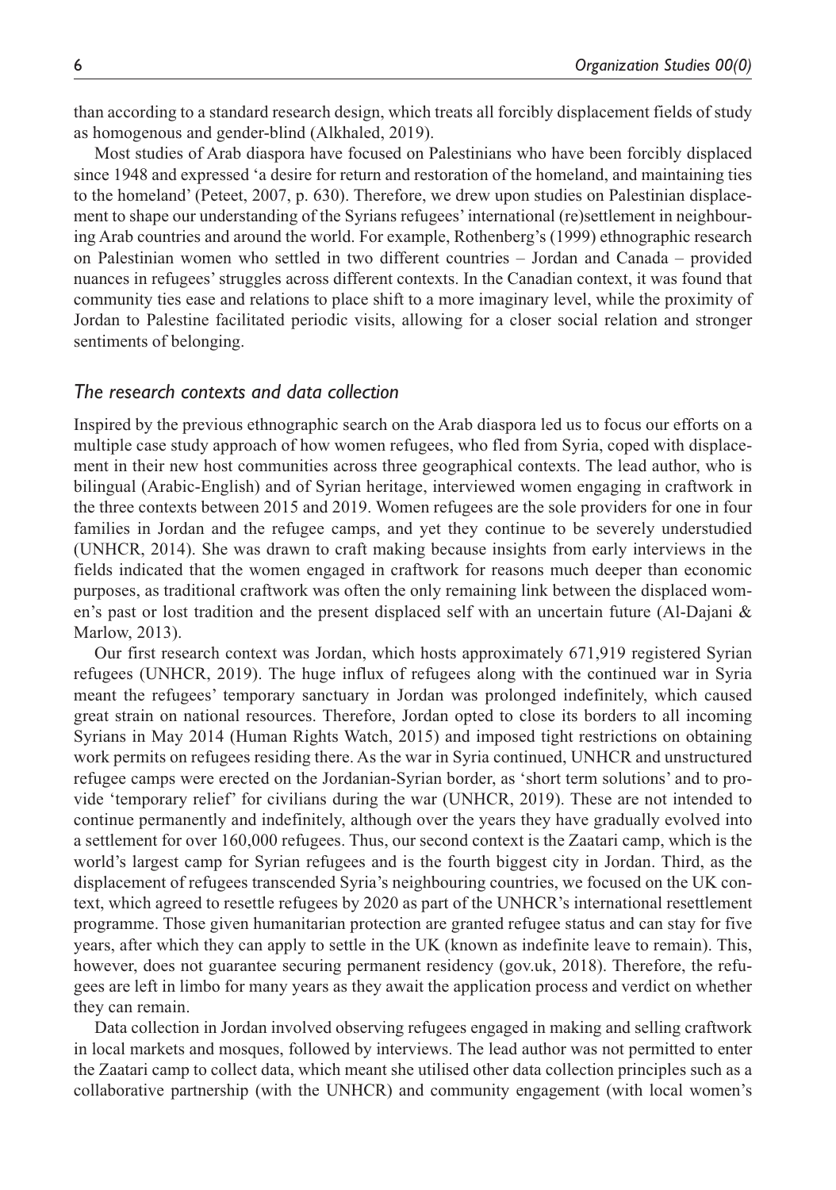than according to a standard research design, which treats all forcibly displacement fields of study as homogenous and gender-blind (Alkhaled, 2019).

Most studies of Arab diaspora have focused on Palestinians who have been forcibly displaced since 1948 and expressed 'a desire for return and restoration of the homeland, and maintaining ties to the homeland' (Peteet, 2007, p. 630). Therefore, we drew upon studies on Palestinian displacement to shape our understanding of the Syrians refugees' international (re)settlement in neighbouring Arab countries and around the world. For example, Rothenberg's (1999) ethnographic research on Palestinian women who settled in two different countries – Jordan and Canada – provided nuances in refugees' struggles across different contexts. In the Canadian context, it was found that community ties ease and relations to place shift to a more imaginary level, while the proximity of Jordan to Palestine facilitated periodic visits, allowing for a closer social relation and stronger sentiments of belonging.

### *The research contexts and data collection*

Inspired by the previous ethnographic search on the Arab diaspora led us to focus our efforts on a multiple case study approach of how women refugees, who fled from Syria, coped with displacement in their new host communities across three geographical contexts. The lead author, who is bilingual (Arabic-English) and of Syrian heritage, interviewed women engaging in craftwork in the three contexts between 2015 and 2019. Women refugees are the sole providers for one in four families in Jordan and the refugee camps, and yet they continue to be severely understudied (UNHCR, 2014). She was drawn to craft making because insights from early interviews in the fields indicated that the women engaged in craftwork for reasons much deeper than economic purposes, as traditional craftwork was often the only remaining link between the displaced women's past or lost tradition and the present displaced self with an uncertain future (Al-Dajani & Marlow, 2013).

Our first research context was Jordan, which hosts approximately 671,919 registered Syrian refugees (UNHCR, 2019). The huge influx of refugees along with the continued war in Syria meant the refugees' temporary sanctuary in Jordan was prolonged indefinitely, which caused great strain on national resources. Therefore, Jordan opted to close its borders to all incoming Syrians in May 2014 (Human Rights Watch, 2015) and imposed tight restrictions on obtaining work permits on refugees residing there. As the war in Syria continued, UNHCR and unstructured refugee camps were erected on the Jordanian-Syrian border, as 'short term solutions' and to provide 'temporary relief' for civilians during the war (UNHCR, 2019). These are not intended to continue permanently and indefinitely, although over the years they have gradually evolved into a settlement for over 160,000 refugees. Thus, our second context is the Zaatari camp, which is the world's largest camp for Syrian refugees and is the fourth biggest city in Jordan. Third, as the displacement of refugees transcended Syria's neighbouring countries, we focused on the UK context, which agreed to resettle refugees by 2020 as part of the UNHCR's international resettlement programme. Those given humanitarian protection are granted refugee status and can stay for five years, after which they can apply to settle in the UK (known as indefinite leave to remain). This, however, does not guarantee securing permanent residency (gov.uk, 2018). Therefore, the refugees are left in limbo for many years as they await the application process and verdict on whether they can remain.

Data collection in Jordan involved observing refugees engaged in making and selling craftwork in local markets and mosques, followed by interviews. The lead author was not permitted to enter the Zaatari camp to collect data, which meant she utilised other data collection principles such as a collaborative partnership (with the UNHCR) and community engagement (with local women's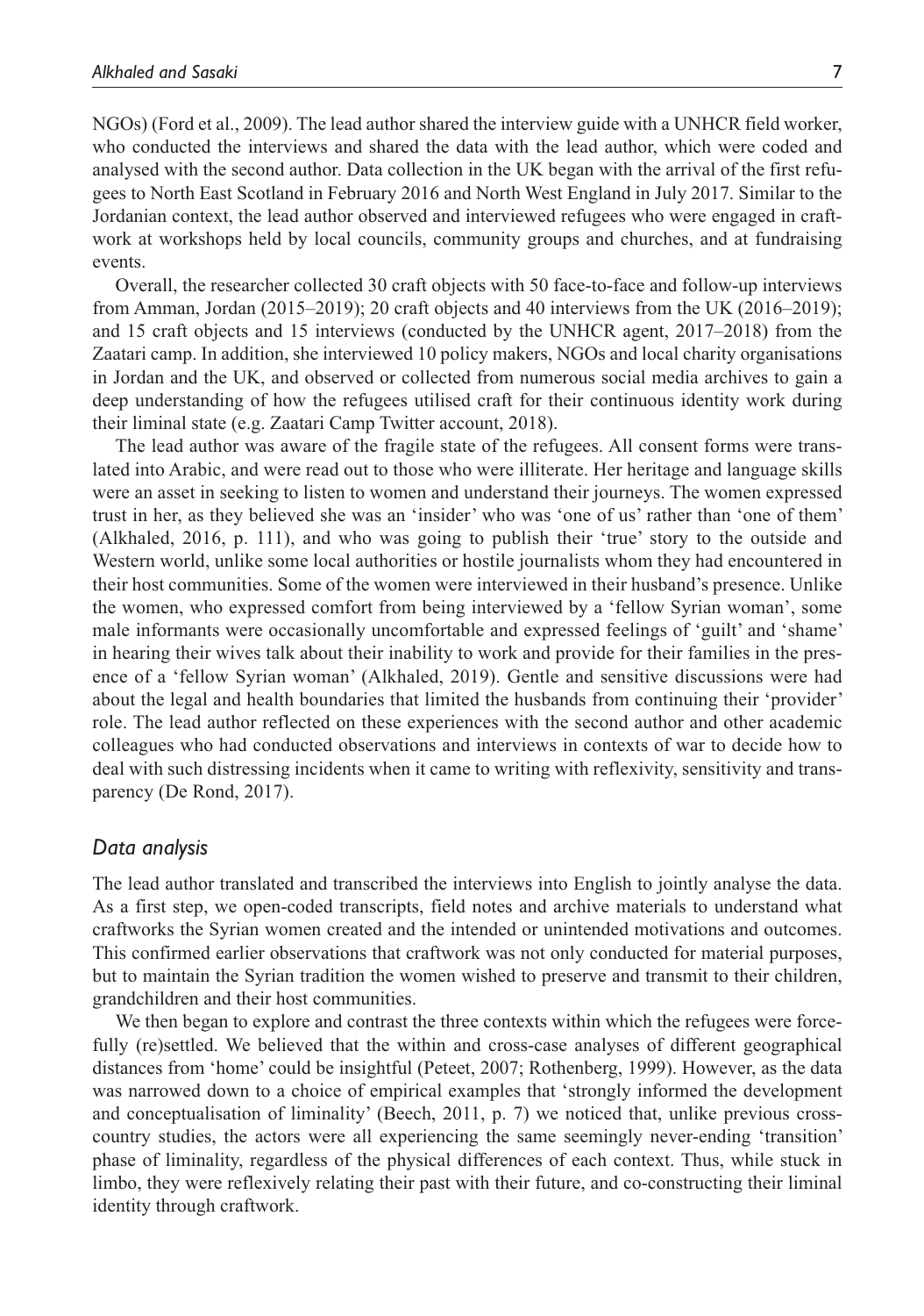NGOs) (Ford et al., 2009). The lead author shared the interview guide with a UNHCR field worker, who conducted the interviews and shared the data with the lead author, which were coded and analysed with the second author. Data collection in the UK began with the arrival of the first refugees to North East Scotland in February 2016 and North West England in July 2017. Similar to the Jordanian context, the lead author observed and interviewed refugees who were engaged in craftwork at workshops held by local councils, community groups and churches, and at fundraising events.

Overall, the researcher collected 30 craft objects with 50 face-to-face and follow-up interviews from Amman, Jordan (2015–2019); 20 craft objects and 40 interviews from the UK (2016–2019); and 15 craft objects and 15 interviews (conducted by the UNHCR agent, 2017–2018) from the Zaatari camp. In addition, she interviewed 10 policy makers, NGOs and local charity organisations in Jordan and the UK, and observed or collected from numerous social media archives to gain a deep understanding of how the refugees utilised craft for their continuous identity work during their liminal state (e.g. Zaatari Camp Twitter account, 2018).

The lead author was aware of the fragile state of the refugees. All consent forms were translated into Arabic, and were read out to those who were illiterate. Her heritage and language skills were an asset in seeking to listen to women and understand their journeys. The women expressed trust in her, as they believed she was an 'insider' who was 'one of us' rather than 'one of them' (Alkhaled, 2016, p. 111), and who was going to publish their 'true' story to the outside and Western world, unlike some local authorities or hostile journalists whom they had encountered in their host communities. Some of the women were interviewed in their husband's presence. Unlike the women, who expressed comfort from being interviewed by a 'fellow Syrian woman', some male informants were occasionally uncomfortable and expressed feelings of 'guilt' and 'shame' in hearing their wives talk about their inability to work and provide for their families in the presence of a 'fellow Syrian woman' (Alkhaled, 2019). Gentle and sensitive discussions were had about the legal and health boundaries that limited the husbands from continuing their 'provider' role. The lead author reflected on these experiences with the second author and other academic colleagues who had conducted observations and interviews in contexts of war to decide how to deal with such distressing incidents when it came to writing with reflexivity, sensitivity and transparency (De Rond, 2017).

### *Data analysis*

The lead author translated and transcribed the interviews into English to jointly analyse the data. As a first step, we open-coded transcripts, field notes and archive materials to understand what craftworks the Syrian women created and the intended or unintended motivations and outcomes. This confirmed earlier observations that craftwork was not only conducted for material purposes, but to maintain the Syrian tradition the women wished to preserve and transmit to their children, grandchildren and their host communities.

We then began to explore and contrast the three contexts within which the refugees were forcefully (re)settled. We believed that the within and cross-case analyses of different geographical distances from 'home' could be insightful (Peteet, 2007; Rothenberg, 1999). However, as the data was narrowed down to a choice of empirical examples that 'strongly informed the development and conceptualisation of liminality' (Beech, 2011, p. 7) we noticed that, unlike previous cross-country studies, the actors were all experiencing the same seemingly never-ending 'transition' phase of liminality, regardless of the physical differences of each context. Thus, while stuck in limbo, they were reflexively relating their past with their future, and co-constructing their liminal identity through craftwork.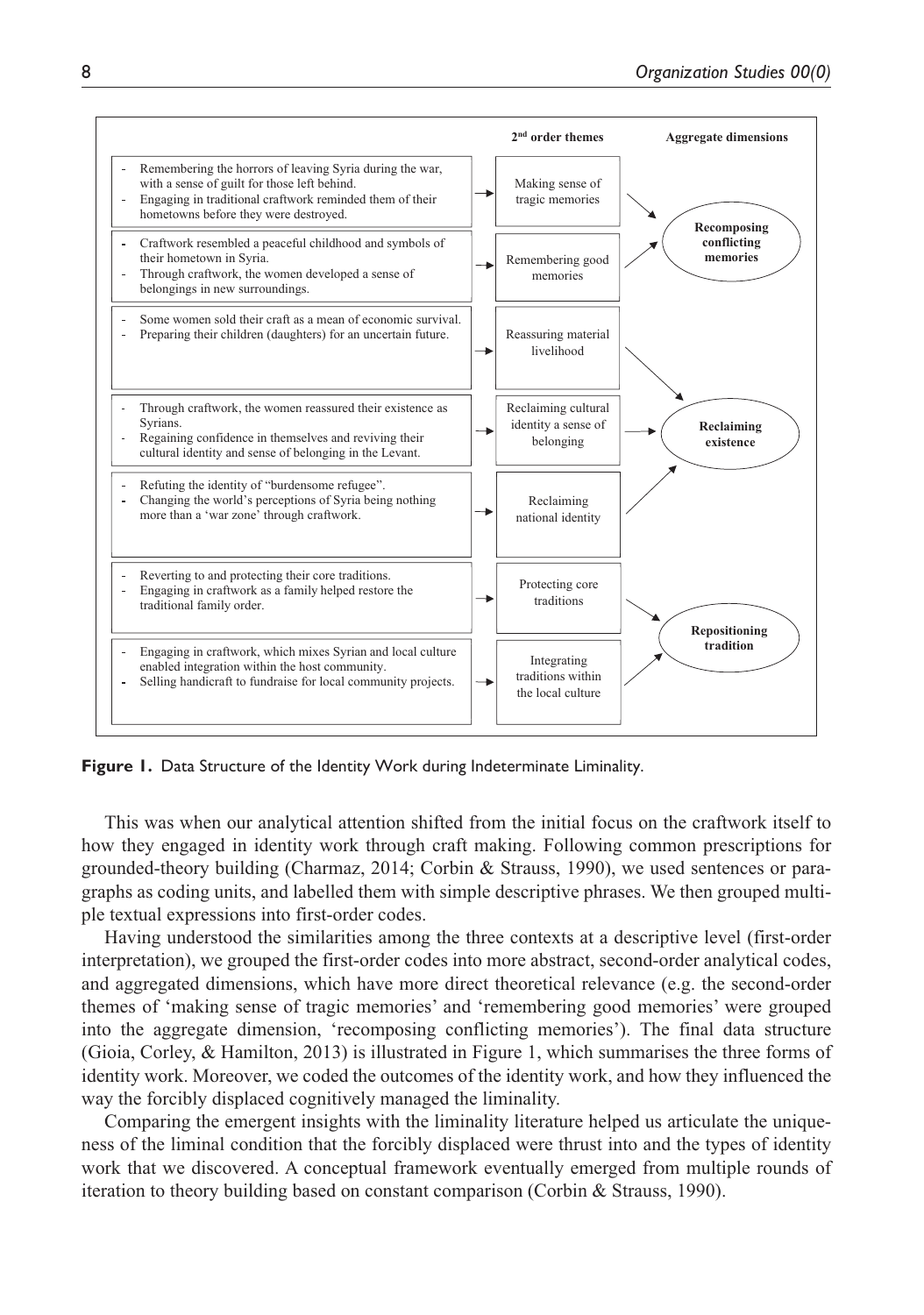| First-order codes | 2nd order themes | Aggregate dimensions |
|---|---|---|
| - Remembering the horrors of leaving Syria during the war, with a sense of guilt for those left behind.<br>- Engaging in traditional craftwork reminded them of their hometowns before they were destroyed. | Making sense of tragic memories | Recomposing conflicting memories |
| - Craftwork resembled a peaceful childhood and symbols of their hometown in Syria.<br>- Through craftwork, the women developed a sense of belongings in new surroundings. | Remembering good memories | Recomposing conflicting memories |
| - Some women sold their craft as a mean of economic survival.<br>- Preparing their children (daughters) for an uncertain future. | Reassuring material livelihood | Reclaiming existence |
| - Through craftwork, the women reassured their existence as Syrians.<br>- Regaining confidence in themselves and reviving their cultural identity and sense of belonging in the Levant. | Reclaiming cultural identity a sense of belonging | Reclaiming existence |
| - Refuting the identity of "burdensome refugee".<br>- Changing the world's perceptions of Syria being nothing more than a 'war zone' through craftwork. | Reclaiming national identity | Reclaiming existence |
| - Reverting to and protecting their core traditions.<br>- Engaging in craftwork as a family helped restore the traditional family order. | Protecting core traditions | Repositioning tradition |
| - Engaging in craftwork, which mixes Syrian and local culture enabled integration within the host community.<br>- Selling handicraft to fundraise for local community projects. | Integrating traditions within the local culture | Repositioning tradition |

**Figure 1.** Data Structure of the Identity Work during Indeterminate Liminality.

This was when our analytical attention shifted from the initial focus on the craftwork itself to how they engaged in identity work through craft making. Following common prescriptions for grounded-theory building (Charmaz, 2014; Corbin & Strauss, 1990), we used sentences or paragraphs as coding units, and labelled them with simple descriptive phrases. We then grouped multiple textual expressions into first-order codes.

Having understood the similarities among the three contexts at a descriptive level (first-order interpretation), we grouped the first-order codes into more abstract, second-order analytical codes, and aggregated dimensions, which have more direct theoretical relevance (e.g. the second-order themes of 'making sense of tragic memories' and 'remembering good memories' were grouped into the aggregate dimension, 'recomposing conflicting memories'). The final data structure (Gioia, Corley, & Hamilton, 2013) is illustrated in Figure 1, which summarises the three forms of identity work. Moreover, we coded the outcomes of the identity work, and how they influenced the way the forcibly displaced cognitively managed the liminality.

Comparing the emergent insights with the liminality literature helped us articulate the uniqueness of the liminal condition that the forcibly displaced were thrust into and the types of identity work that we discovered. A conceptual framework eventually emerged from multiple rounds of iteration to theory building based on constant comparison (Corbin & Strauss, 1990).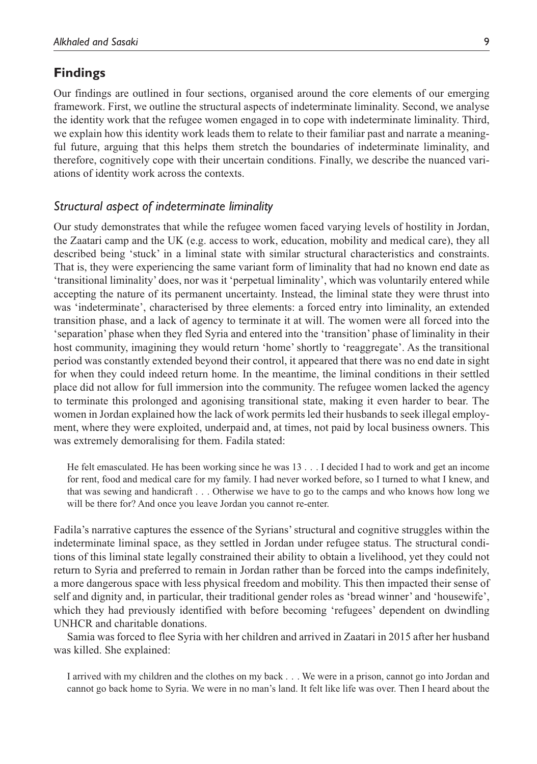## Findings

Our findings are outlined in four sections, organised around the core elements of our emerging framework. First, we outline the structural aspects of indeterminate liminality. Second, we analyse the identity work that the refugee women engaged in to cope with indeterminate liminality. Third, we explain how this identity work leads them to relate to their familiar past and narrate a meaningful future, arguing that this helps them stretch the boundaries of indeterminate liminality, and therefore, cognitively cope with their uncertain conditions. Finally, we describe the nuanced variations of identity work across the contexts.

### *Structural aspect of indeterminate liminality*

Our study demonstrates that while the refugee women faced varying levels of hostility in Jordan, the Zaatari camp and the UK (e.g. access to work, education, mobility and medical care), they all described being 'stuck' in a liminal state with similar structural characteristics and constraints. That is, they were experiencing the same variant form of liminality that had no known end date as 'transitional liminality' does, nor was it 'perpetual liminality', which was voluntarily entered while accepting the nature of its permanent uncertainty. Instead, the liminal state they were thrust into was 'indeterminate', characterised by three elements: a forced entry into liminality, an extended transition phase, and a lack of agency to terminate it at will. The women were all forced into the 'separation' phase when they fled Syria and entered into the 'transition' phase of liminality in their host community, imagining they would return 'home' shortly to 'reaggregate'. As the transitional period was constantly extended beyond their control, it appeared that there was no end date in sight for when they could indeed return home. In the meantime, the liminal conditions in their settled place did not allow for full immersion into the community. The refugee women lacked the agency to terminate this prolonged and agonising transitional state, making it even harder to bear. The women in Jordan explained how the lack of work permits led their husbands to seek illegal employment, where they were exploited, underpaid and, at times, not paid by local business owners. This was extremely demoralising for them. Fadila stated:

> He felt emasculated. He has been working since he was 13 . . . I decided I had to work and get an income for rent, food and medical care for my family. I had never worked before, so I turned to what I knew, and that was sewing and handicraft . . . Otherwise we have to go to the camps and who knows how long we will be there for? And once you leave Jordan you cannot re-enter.

Fadila's narrative captures the essence of the Syrians' structural and cognitive struggles within the indeterminate liminal space, as they settled in Jordan under refugee status. The structural conditions of this liminal state legally constrained their ability to obtain a livelihood, yet they could not return to Syria and preferred to remain in Jordan rather than be forced into the camps indefinitely, a more dangerous space with less physical freedom and mobility. This then impacted their sense of self and dignity and, in particular, their traditional gender roles as 'bread winner' and 'housewife', which they had previously identified with before becoming 'refugees' dependent on dwindling UNHCR and charitable donations.

Samia was forced to flee Syria with her children and arrived in Zaatari in 2015 after her husband was killed. She explained:

> I arrived with my children and the clothes on my back . . . We were in a prison, cannot go into Jordan and cannot go back home to Syria. We were in no man's land. It felt like life was over. Then I heard about the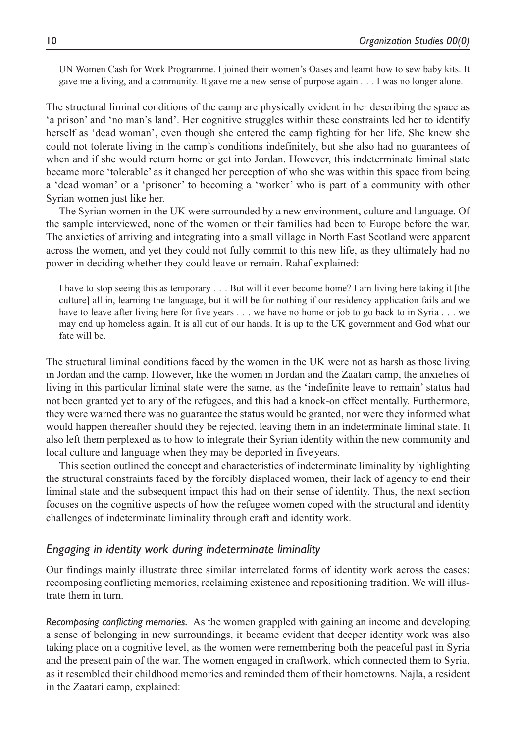> UN Women Cash for Work Programme. I joined their women's Oases and learnt how to sew baby kits. It gave me a living, and a community. It gave me a new sense of purpose again . . . I was no longer alone.

The structural liminal conditions of the camp are physically evident in her describing the space as 'a prison' and 'no man's land'. Her cognitive struggles within these constraints led her to identify herself as 'dead woman', even though she entered the camp fighting for her life. She knew she could not tolerate living in the camp's conditions indefinitely, but she also had no guarantees of when and if she would return home or get into Jordan. However, this indeterminate liminal state became more 'tolerable' as it changed her perception of who she was within this space from being a 'dead woman' or a 'prisoner' to becoming a 'worker' who is part of a community with other Syrian women just like her.

The Syrian women in the UK were surrounded by a new environment, culture and language. Of the sample interviewed, none of the women or their families had been to Europe before the war. The anxieties of arriving and integrating into a small village in North East Scotland were apparent across the women, and yet they could not fully commit to this new life, as they ultimately had no power in deciding whether they could leave or remain. Rahaf explained:

> I have to stop seeing this as temporary . . . But will it ever become home? I am living here taking it [the culture] all in, learning the language, but it will be for nothing if our residency application fails and we have to leave after living here for five years . . . we have no home or job to go back to in Syria . . . we may end up homeless again. It is all out of our hands. It is up to the UK government and God what our fate will be.

The structural liminal conditions faced by the women in the UK were not as harsh as those living in Jordan and the camp. However, like the women in Jordan and the Zaatari camp, the anxieties of living in this particular liminal state were the same, as the 'indefinite leave to remain' status had not been granted yet to any of the refugees, and this had a knock-on effect mentally. Furthermore, they were warned there was no guarantee the status would be granted, nor were they informed what would happen thereafter should they be rejected, leaving them in an indeterminate liminal state. It also left them perplexed as to how to integrate their Syrian identity within the new community and local culture and language when they may be deported in five years.

This section outlined the concept and characteristics of indeterminate liminality by highlighting the structural constraints faced by the forcibly displaced women, their lack of agency to end their liminal state and the subsequent impact this had on their sense of identity. Thus, the next section focuses on the cognitive aspects of how the refugee women coped with the structural and identity challenges of indeterminate liminality through craft and identity work.

## *Engaging in identity work during indeterminate liminality*

Our findings mainly illustrate three similar interrelated forms of identity work across the cases: recomposing conflicting memories, reclaiming existence and repositioning tradition. We will illustrate them in turn.

*Recomposing conflicting memories.* As the women grappled with gaining an income and developing a sense of belonging in new surroundings, it became evident that deeper identity work was also taking place on a cognitive level, as the women were remembering both the peaceful past in Syria and the present pain of the war. The women engaged in craftwork, which connected them to Syria, as it resembled their childhood memories and reminded them of their hometowns. Najla, a resident in the Zaatari camp, explained: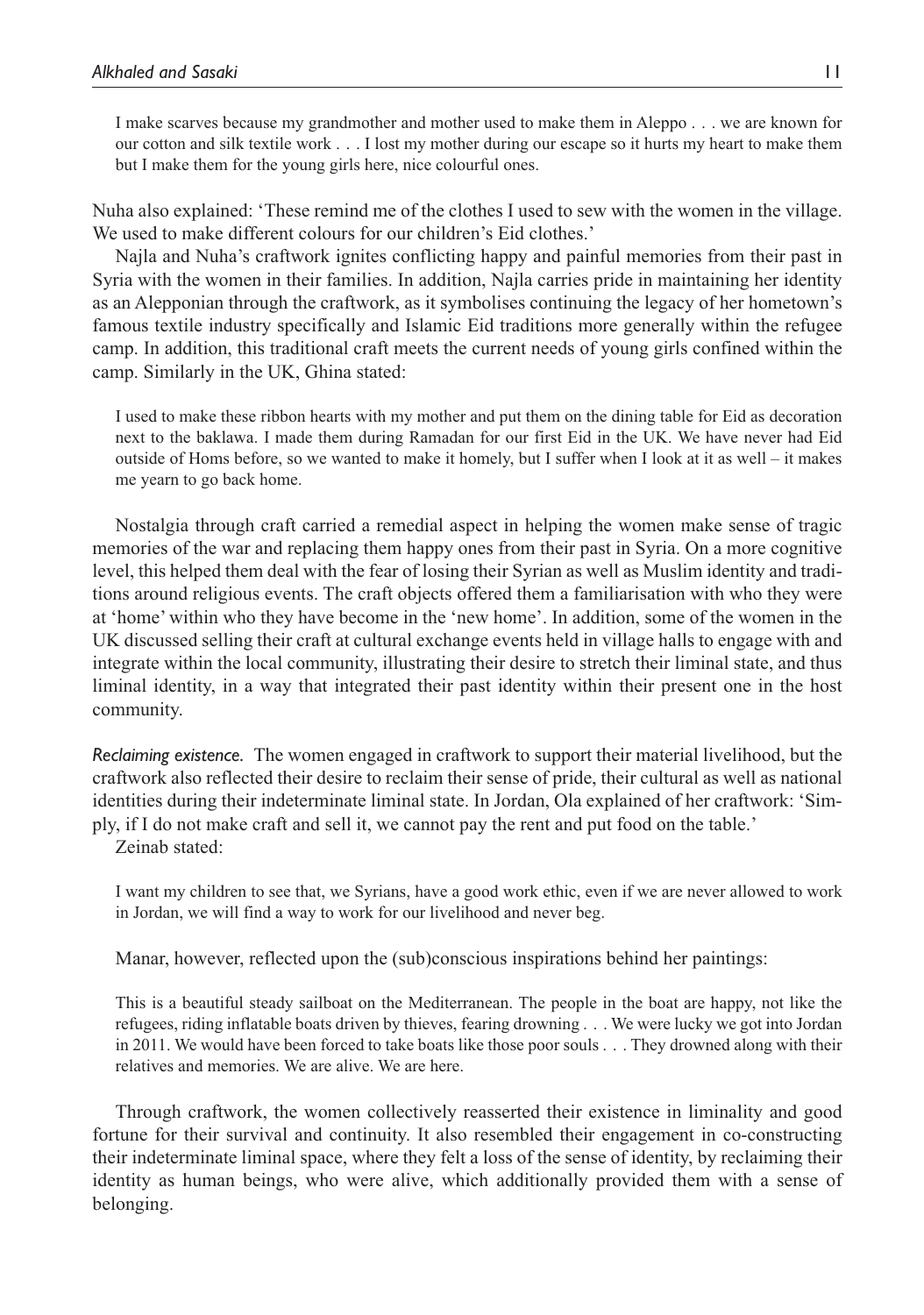> I make scarves because my grandmother and mother used to make them in Aleppo . . . we are known for our cotton and silk textile work . . . I lost my mother during our escape so it hurts my heart to make them but I make them for the young girls here, nice colourful ones.

Nuha also explained: 'These remind me of the clothes I used to sew with the women in the village. We used to make different colours for our children's Eid clothes.'

Najla and Nuha's craftwork ignites conflicting happy and painful memories from their past in Syria with the women in their families. In addition, Najla carries pride in maintaining her identity as an Alepponian through the craftwork, as it symbolises continuing the legacy of her hometown's famous textile industry specifically and Islamic Eid traditions more generally within the refugee camp. In addition, this traditional craft meets the current needs of young girls confined within the camp. Similarly in the UK, Ghina stated:

> I used to make these ribbon hearts with my mother and put them on the dining table for Eid as decoration next to the baklawa. I made them during Ramadan for our first Eid in the UK. We have never had Eid outside of Homs before, so we wanted to make it homely, but I suffer when I look at it as well – it makes me yearn to go back home.

Nostalgia through craft carried a remedial aspect in helping the women make sense of tragic memories of the war and replacing them happy ones from their past in Syria. On a more cognitive level, this helped them deal with the fear of losing their Syrian as well as Muslim identity and traditions around religious events. The craft objects offered them a familiarisation with who they were at 'home' within who they have become in the 'new home'. In addition, some of the women in the UK discussed selling their craft at cultural exchange events held in village halls to engage with and integrate within the local community, illustrating their desire to stretch their liminal state, and thus liminal identity, in a way that integrated their past identity within their present one in the host community.

*Reclaiming existence.* The women engaged in craftwork to support their material livelihood, but the craftwork also reflected their desire to reclaim their sense of pride, their cultural as well as national identities during their indeterminate liminal state. In Jordan, Ola explained of her craftwork: 'Simply, if I do not make craft and sell it, we cannot pay the rent and put food on the table.'

Zeinab stated:

> I want my children to see that, we Syrians, have a good work ethic, even if we are never allowed to work in Jordan, we will find a way to work for our livelihood and never beg.

Manar, however, reflected upon the (sub)conscious inspirations behind her paintings:

> This is a beautiful steady sailboat on the Mediterranean. The people in the boat are happy, not like the refugees, riding inflatable boats driven by thieves, fearing drowning . . . We were lucky we got into Jordan in 2011. We would have been forced to take boats like those poor souls . . . They drowned along with their relatives and memories. We are alive. We are here.

Through craftwork, the women collectively reasserted their existence in liminality and good fortune for their survival and continuity. It also resembled their engagement in co-constructing their indeterminate liminal space, where they felt a loss of the sense of identity, by reclaiming their identity as human beings, who were alive, which additionally provided them with a sense of belonging.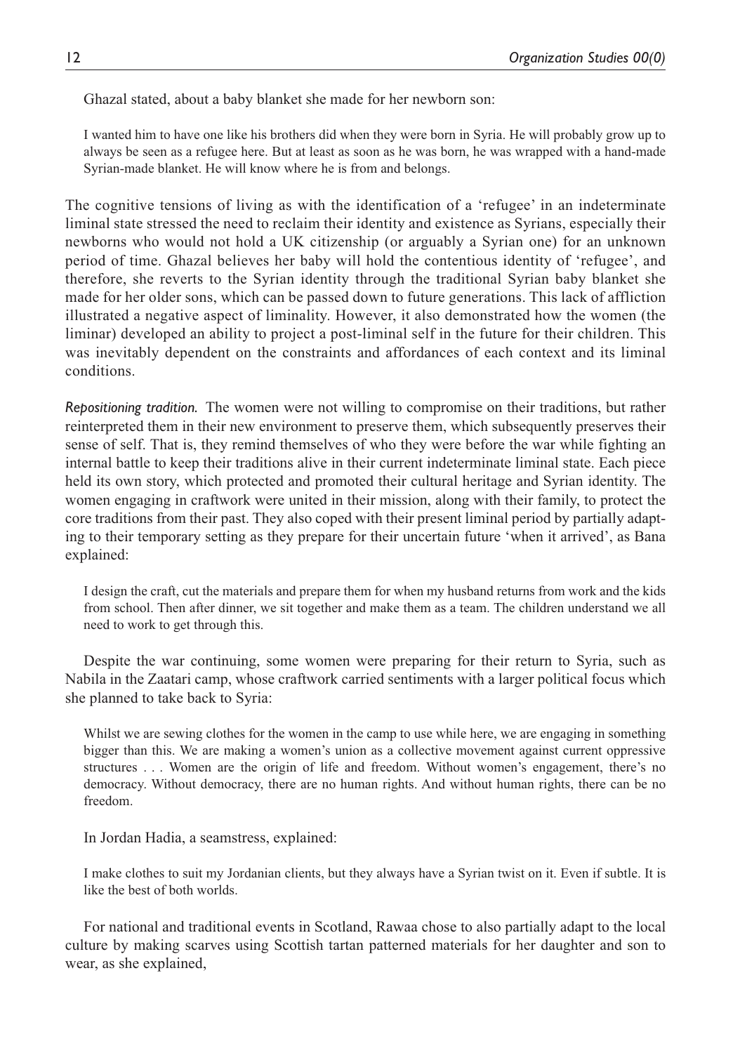Ghazal stated, about a baby blanket she made for her newborn son:

> I wanted him to have one like his brothers did when they were born in Syria. He will probably grow up to always be seen as a refugee here. But at least as soon as he was born, he was wrapped with a hand-made Syrian-made blanket. He will know where he is from and belongs.

The cognitive tensions of living as with the identification of a 'refugee' in an indeterminate liminal state stressed the need to reclaim their identity and existence as Syrians, especially their newborns who would not hold a UK citizenship (or arguably a Syrian one) for an unknown period of time. Ghazal believes her baby will hold the contentious identity of 'refugee', and therefore, she reverts to the Syrian identity through the traditional Syrian baby blanket she made for her older sons, which can be passed down to future generations. This lack of affliction illustrated a negative aspect of liminality. However, it also demonstrated how the women (the liminar) developed an ability to project a post-liminal self in the future for their children. This was inevitably dependent on the constraints and affordances of each context and its liminal conditions.

*Repositioning tradition.* The women were not willing to compromise on their traditions, but rather reinterpreted them in their new environment to preserve them, which subsequently preserves their sense of self. That is, they remind themselves of who they were before the war while fighting an internal battle to keep their traditions alive in their current indeterminate liminal state. Each piece held its own story, which protected and promoted their cultural heritage and Syrian identity. The women engaging in craftwork were united in their mission, along with their family, to protect the core traditions from their past. They also coped with their present liminal period by partially adapting to their temporary setting as they prepare for their uncertain future 'when it arrived', as Bana explained:

> I design the craft, cut the materials and prepare them for when my husband returns from work and the kids from school. Then after dinner, we sit together and make them as a team. The children understand we all need to work to get through this.

Despite the war continuing, some women were preparing for their return to Syria, such as Nabila in the Zaatari camp, whose craftwork carried sentiments with a larger political focus which she planned to take back to Syria:

> Whilst we are sewing clothes for the women in the camp to use while here, we are engaging in something bigger than this. We are making a women's union as a collective movement against current oppressive structures . . . Women are the origin of life and freedom. Without women's engagement, there's no democracy. Without democracy, there are no human rights. And without human rights, there can be no freedom.

In Jordan Hadia, a seamstress, explained:

> I make clothes to suit my Jordanian clients, but they always have a Syrian twist on it. Even if subtle. It is like the best of both worlds.

For national and traditional events in Scotland, Rawaa chose to also partially adapt to the local culture by making scarves using Scottish tartan patterned materials for her daughter and son to wear, as she explained,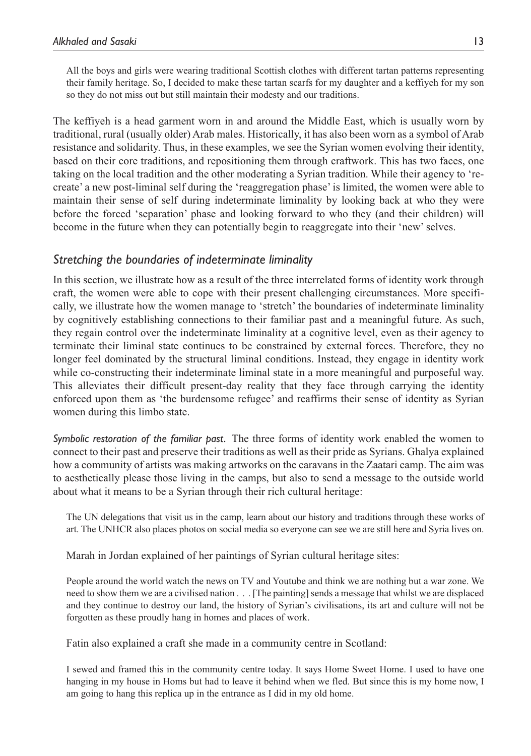> All the boys and girls were wearing traditional Scottish clothes with different tartan patterns representing their family heritage. So, I decided to make these tartan scarfs for my daughter and a keffiyeh for my son so they do not miss out but still maintain their modesty and our traditions.

The keffiyeh is a head garment worn in and around the Middle East, which is usually worn by traditional, rural (usually older) Arab males. Historically, it has also been worn as a symbol of Arab resistance and solidarity. Thus, in these examples, we see the Syrian women evolving their identity, based on their core traditions, and repositioning them through craftwork. This has two faces, one taking on the local tradition and the other moderating a Syrian tradition. While their agency to 're-create' a new post-liminal self during the 'reaggregation phase' is limited, the women were able to maintain their sense of self during indeterminate liminality by looking back at who they were before the forced 'separation' phase and looking forward to who they (and their children) will become in the future when they can potentially begin to reaggregate into their 'new' selves.

### *Stretching the boundaries of indeterminate liminality*

In this section, we illustrate how as a result of the three interrelated forms of identity work through craft, the women were able to cope with their present challenging circumstances. More specifically, we illustrate how the women manage to 'stretch' the boundaries of indeterminate liminality by cognitively establishing connections to their familiar past and a meaningful future. As such, they regain control over the indeterminate liminality at a cognitive level, even as their agency to terminate their liminal state continues to be constrained by external forces. Therefore, they no longer feel dominated by the structural liminal conditions. Instead, they engage in identity work while co-constructing their indeterminate liminal state in a more meaningful and purposeful way. This alleviates their difficult present-day reality that they face through carrying the identity enforced upon them as 'the burdensome refugee' and reaffirms their sense of identity as Syrian women during this limbo state.

*Symbolic restoration of the familiar past.* The three forms of identity work enabled the women to connect to their past and preserve their traditions as well as their pride as Syrians. Ghalya explained how a community of artists was making artworks on the caravans in the Zaatari camp. The aim was to aesthetically please those living in the camps, but also to send a message to the outside world about what it means to be a Syrian through their rich cultural heritage:

> The UN delegations that visit us in the camp, learn about our history and traditions through these works of art. The UNHCR also places photos on social media so everyone can see we are still here and Syria lives on.

Marah in Jordan explained of her paintings of Syrian cultural heritage sites:

> People around the world watch the news on TV and Youtube and think we are nothing but a war zone. We need to show them we are a civilised nation . . . [The painting] sends a message that whilst we are displaced and they continue to destroy our land, the history of Syrian's civilisations, its art and culture will not be forgotten as these proudly hang in homes and places of work.

Fatin also explained a craft she made in a community centre in Scotland:

> I sewed and framed this in the community centre today. It says Home Sweet Home. I used to have one hanging in my house in Homs but had to leave it behind when we fled. But since this is my home now, I am going to hang this replica up in the entrance as I did in my old home.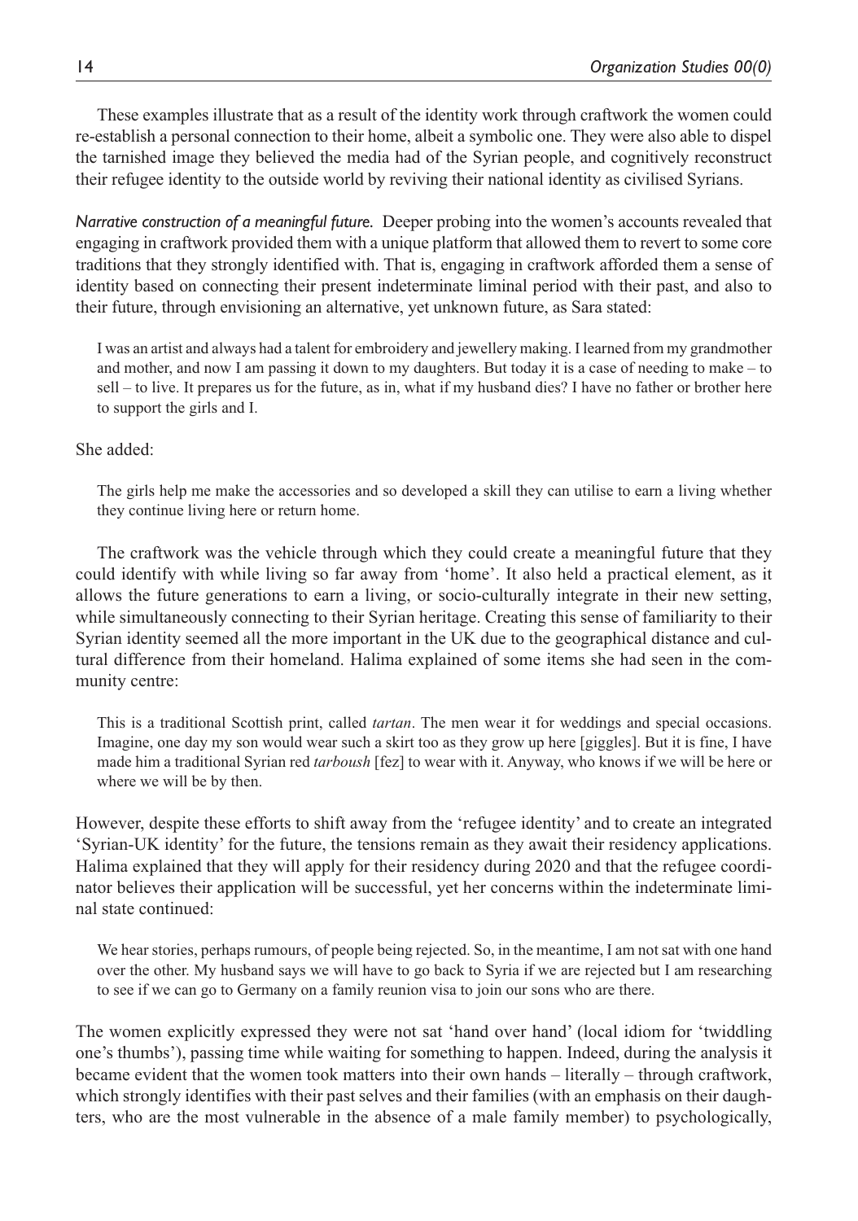These examples illustrate that as a result of the identity work through craftwork the women could re-establish a personal connection to their home, albeit a symbolic one. They were also able to dispel the tarnished image they believed the media had of the Syrian people, and cognitively reconstruct their refugee identity to the outside world by reviving their national identity as civilised Syrians.

*Narrative construction of a meaningful future.* Deeper probing into the women's accounts revealed that engaging in craftwork provided them with a unique platform that allowed them to revert to some core traditions that they strongly identified with. That is, engaging in craftwork afforded them a sense of identity based on connecting their present indeterminate liminal period with their past, and also to their future, through envisioning an alternative, yet unknown future, as Sara stated:

> I was an artist and always had a talent for embroidery and jewellery making. I learned from my grandmother and mother, and now I am passing it down to my daughters. But today it is a case of needing to make – to sell – to live. It prepares us for the future, as in, what if my husband dies? I have no father or brother here to support the girls and I.

She added:

> The girls help me make the accessories and so developed a skill they can utilise to earn a living whether they continue living here or return home.

The craftwork was the vehicle through which they could create a meaningful future that they could identify with while living so far away from 'home'. It also held a practical element, as it allows the future generations to earn a living, or socio-culturally integrate in their new setting, while simultaneously connecting to their Syrian heritage. Creating this sense of familiarity to their Syrian identity seemed all the more important in the UK due to the geographical distance and cultural difference from their homeland. Halima explained of some items she had seen in the community centre:

> This is a traditional Scottish print, called *tartan*. The men wear it for weddings and special occasions. Imagine, one day my son would wear such a skirt too as they grow up here [giggles]. But it is fine, I have made him a traditional Syrian red *tarboush* [fez] to wear with it. Anyway, who knows if we will be here or where we will be by then.

However, despite these efforts to shift away from the 'refugee identity' and to create an integrated 'Syrian-UK identity' for the future, the tensions remain as they await their residency applications. Halima explained that they will apply for their residency during 2020 and that the refugee coordinator believes their application will be successful, yet her concerns within the indeterminate liminal state continued:

> We hear stories, perhaps rumours, of people being rejected. So, in the meantime, I am not sat with one hand over the other. My husband says we will have to go back to Syria if we are rejected but I am researching to see if we can go to Germany on a family reunion visa to join our sons who are there.

The women explicitly expressed they were not sat 'hand over hand' (local idiom for 'twiddling one's thumbs'), passing time while waiting for something to happen. Indeed, during the analysis it became evident that the women took matters into their own hands – literally – through craftwork, which strongly identifies with their past selves and their families (with an emphasis on their daughters, who are the most vulnerable in the absence of a male family member) to psychologically,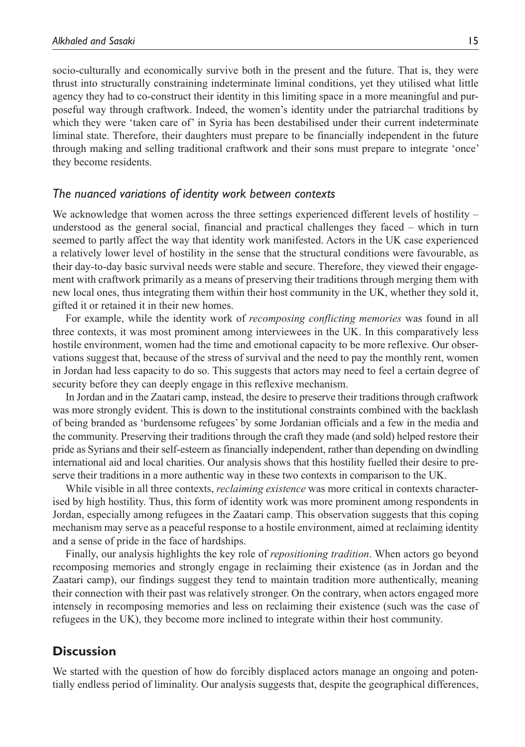socio-culturally and economically survive both in the present and the future. That is, they were thrust into structurally constraining indeterminate liminal conditions, yet they utilised what little agency they had to co-construct their identity in this limiting space in a more meaningful and purposeful way through craftwork. Indeed, the women's identity under the patriarchal traditions by which they were 'taken care of' in Syria has been destabilised under their current indeterminate liminal state. Therefore, their daughters must prepare to be financially independent in the future through making and selling traditional craftwork and their sons must prepare to integrate 'once' they become residents.

### *The nuanced variations of identity work between contexts*

We acknowledge that women across the three settings experienced different levels of hostility – understood as the general social, financial and practical challenges they faced – which in turn seemed to partly affect the way that identity work manifested. Actors in the UK case experienced a relatively lower level of hostility in the sense that the structural conditions were favourable, as their day-to-day basic survival needs were stable and secure. Therefore, they viewed their engagement with craftwork primarily as a means of preserving their traditions through merging them with new local ones, thus integrating them within their host community in the UK, whether they sold it, gifted it or retained it in their new homes.

For example, while the identity work of *recomposing conflicting memories* was found in all three contexts, it was most prominent among interviewees in the UK. In this comparatively less hostile environment, women had the time and emotional capacity to be more reflexive. Our observations suggest that, because of the stress of survival and the need to pay the monthly rent, women in Jordan had less capacity to do so. This suggests that actors may need to feel a certain degree of security before they can deeply engage in this reflexive mechanism.

In Jordan and in the Zaatari camp, instead, the desire to preserve their traditions through craftwork was more strongly evident. This is down to the institutional constraints combined with the backlash of being branded as 'burdensome refugees' by some Jordanian officials and a few in the media and the community. Preserving their traditions through the craft they made (and sold) helped restore their pride as Syrians and their self-esteem as financially independent, rather than depending on dwindling international aid and local charities. Our analysis shows that this hostility fuelled their desire to preserve their traditions in a more authentic way in these two contexts in comparison to the UK.

While visible in all three contexts, *reclaiming existence* was more critical in contexts characterised by high hostility. Thus, this form of identity work was more prominent among respondents in Jordan, especially among refugees in the Zaatari camp. This observation suggests that this coping mechanism may serve as a peaceful response to a hostile environment, aimed at reclaiming identity and a sense of pride in the face of hardships.

Finally, our analysis highlights the key role of *repositioning tradition*. When actors go beyond recomposing memories and strongly engage in reclaiming their existence (as in Jordan and the Zaatari camp), our findings suggest they tend to maintain tradition more authentically, meaning their connection with their past was relatively stronger. On the contrary, when actors engaged more intensely in recomposing memories and less on reclaiming their existence (such was the case of refugees in the UK), they become more inclined to integrate within their host community.

## Discussion

We started with the question of how do forcibly displaced actors manage an ongoing and potentially endless period of liminality. Our analysis suggests that, despite the geographical differences,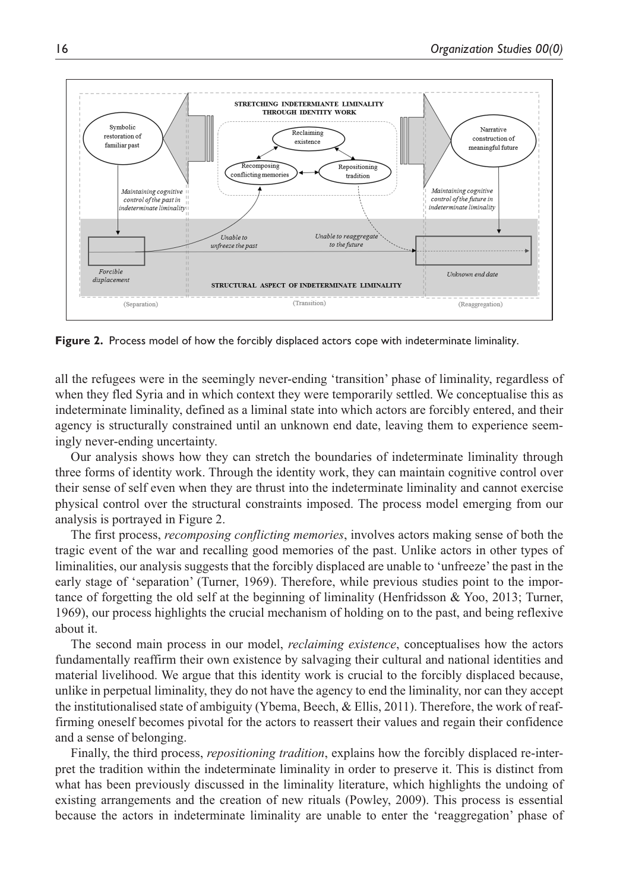**Figure 2.** Process model of how the forcibly displaced actors cope with indeterminate liminality.

all the refugees were in the seemingly never-ending 'transition' phase of liminality, regardless of when they fled Syria and in which context they were temporarily settled. We conceptualise this as indeterminate liminality, defined as a liminal state into which actors are forcibly entered, and their agency is structurally constrained until an unknown end date, leaving them to experience seemingly never-ending uncertainty.

Our analysis shows how they can stretch the boundaries of indeterminate liminality through three forms of identity work. Through the identity work, they can maintain cognitive control over their sense of self even when they are thrust into the indeterminate liminality and cannot exercise physical control over the structural constraints imposed. The process model emerging from our analysis is portrayed in Figure 2.

The first process, *recomposing conflicting memories*, involves actors making sense of both the tragic event of the war and recalling good memories of the past. Unlike actors in other types of liminalities, our analysis suggests that the forcibly displaced are unable to 'unfreeze' the past in the early stage of 'separation' (Turner, 1969). Therefore, while previous studies point to the importance of forgetting the old self at the beginning of liminality (Henfridsson & Yoo, 2013; Turner, 1969), our process highlights the crucial mechanism of holding on to the past, and being reflexive about it.

The second main process in our model, *reclaiming existence*, conceptualises how the actors fundamentally reaffirm their own existence by salvaging their cultural and national identities and material livelihood. We argue that this identity work is crucial to the forcibly displaced because, unlike in perpetual liminality, they do not have the agency to end the liminality, nor can they accept the institutionalised state of ambiguity (Ybema, Beech, & Ellis, 2011). Therefore, the work of reaffirming oneself becomes pivotal for the actors to reassert their values and regain their confidence and a sense of belonging.

Finally, the third process, *repositioning tradition*, explains how the forcibly displaced re-interpret the tradition within the indeterminate liminality in order to preserve it. This is distinct from what has been previously discussed in the liminality literature, which highlights the undoing of existing arrangements and the creation of new rituals (Powley, 2009). This process is essential because the actors in indeterminate liminality are unable to enter the 'reaggregation' phase of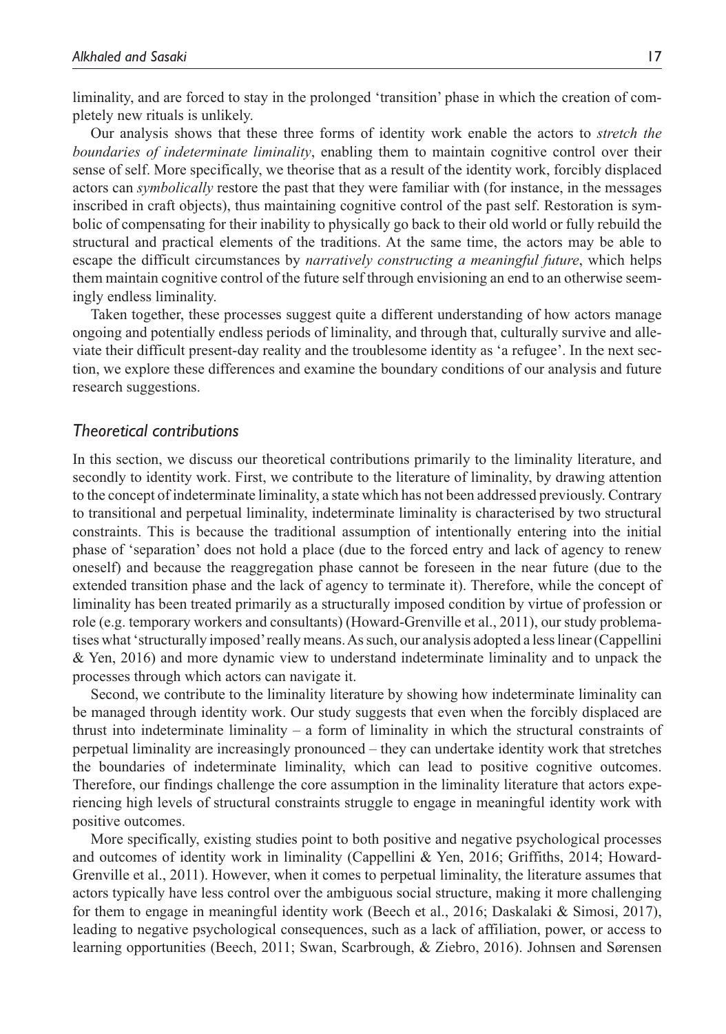liminality, and are forced to stay in the prolonged 'transition' phase in which the creation of completely new rituals is unlikely.

Our analysis shows that these three forms of identity work enable the actors to *stretch the boundaries of indeterminate liminality*, enabling them to maintain cognitive control over their sense of self. More specifically, we theorise that as a result of the identity work, forcibly displaced actors can *symbolically* restore the past that they were familiar with (for instance, in the messages inscribed in craft objects), thus maintaining cognitive control of the past self. Restoration is symbolic of compensating for their inability to physically go back to their old world or fully rebuild the structural and practical elements of the traditions. At the same time, the actors may be able to escape the difficult circumstances by *narratively constructing a meaningful future*, which helps them maintain cognitive control of the future self through envisioning an end to an otherwise seemingly endless liminality.

Taken together, these processes suggest quite a different understanding of how actors manage ongoing and potentially endless periods of liminality, and through that, culturally survive and alleviate their difficult present-day reality and the troublesome identity as 'a refugee'. In the next section, we explore these differences and examine the boundary conditions of our analysis and future research suggestions.

## *Theoretical contributions*

In this section, we discuss our theoretical contributions primarily to the liminality literature, and secondly to identity work. First, we contribute to the literature of liminality, by drawing attention to the concept of indeterminate liminality, a state which has not been addressed previously. Contrary to transitional and perpetual liminality, indeterminate liminality is characterised by two structural constraints. This is because the traditional assumption of intentionally entering into the initial phase of 'separation' does not hold a place (due to the forced entry and lack of agency to renew oneself) and because the reaggregation phase cannot be foreseen in the near future (due to the extended transition phase and the lack of agency to terminate it). Therefore, while the concept of liminality has been treated primarily as a structurally imposed condition by virtue of profession or role (e.g. temporary workers and consultants) (Howard-Grenville et al., 2011), our study problematises what 'structurally imposed' really means. As such, our analysis adopted a less linear (Cappellini & Yen, 2016) and more dynamic view to understand indeterminate liminality and to unpack the processes through which actors can navigate it.

Second, we contribute to the liminality literature by showing how indeterminate liminality can be managed through identity work. Our study suggests that even when the forcibly displaced are thrust into indeterminate liminality – a form of liminality in which the structural constraints of perpetual liminality are increasingly pronounced – they can undertake identity work that stretches the boundaries of indeterminate liminality, which can lead to positive cognitive outcomes. Therefore, our findings challenge the core assumption in the liminality literature that actors experiencing high levels of structural constraints struggle to engage in meaningful identity work with positive outcomes.

More specifically, existing studies point to both positive and negative psychological processes and outcomes of identity work in liminality (Cappellini & Yen, 2016; Griffiths, 2014; Howard-Grenville et al., 2011). However, when it comes to perpetual liminality, the literature assumes that actors typically have less control over the ambiguous social structure, making it more challenging for them to engage in meaningful identity work (Beech et al., 2016; Daskalaki & Simosi, 2017), leading to negative psychological consequences, such as a lack of affiliation, power, or access to learning opportunities (Beech, 2011; Swan, Scarbrough, & Ziebro, 2016). Johnsen and Sørensen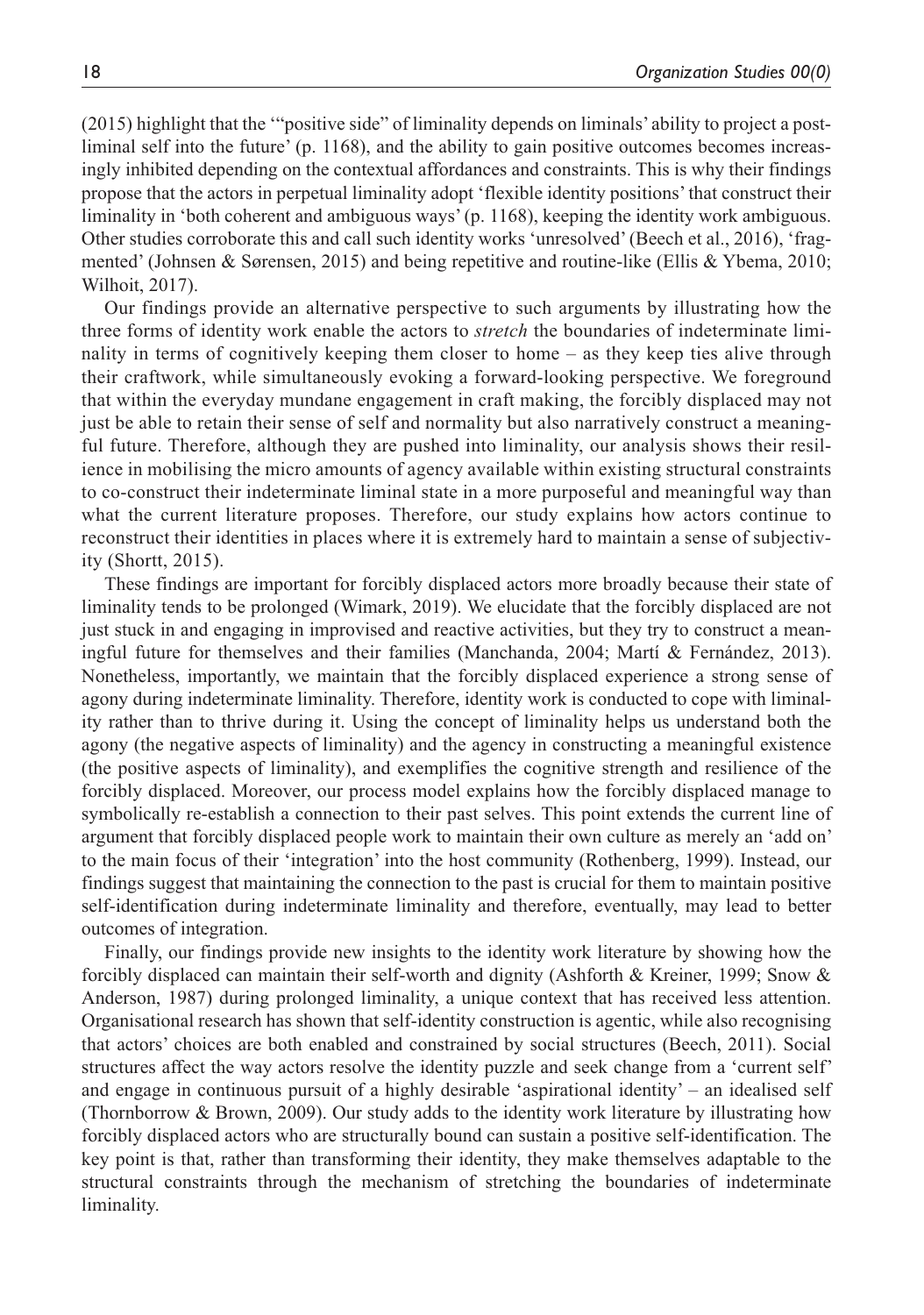(2015) highlight that the '"positive side" of liminality depends on liminals' ability to project a post-liminal self into the future' (p. 1168), and the ability to gain positive outcomes becomes increasingly inhibited depending on the contextual affordances and constraints. This is why their findings propose that the actors in perpetual liminality adopt 'flexible identity positions' that construct their liminality in 'both coherent and ambiguous ways' (p. 1168), keeping the identity work ambiguous. Other studies corroborate this and call such identity works 'unresolved' (Beech et al., 2016), 'fragmented' (Johnsen & Sørensen, 2015) and being repetitive and routine-like (Ellis & Ybema, 2010; Wilhoit, 2017).

Our findings provide an alternative perspective to such arguments by illustrating how the three forms of identity work enable the actors to *stretch* the boundaries of indeterminate liminality in terms of cognitively keeping them closer to home – as they keep ties alive through their craftwork, while simultaneously evoking a forward-looking perspective. We foreground that within the everyday mundane engagement in craft making, the forcibly displaced may not just be able to retain their sense of self and normality but also narratively construct a meaningful future. Therefore, although they are pushed into liminality, our analysis shows their resilience in mobilising the micro amounts of agency available within existing structural constraints to co-construct their indeterminate liminal state in a more purposeful and meaningful way than what the current literature proposes. Therefore, our study explains how actors continue to reconstruct their identities in places where it is extremely hard to maintain a sense of subjectivity (Shortt, 2015).

These findings are important for forcibly displaced actors more broadly because their state of liminality tends to be prolonged (Wimark, 2019). We elucidate that the forcibly displaced are not just stuck in and engaging in improvised and reactive activities, but they try to construct a meaningful future for themselves and their families (Manchanda, 2004; Martí & Fernández, 2013). Nonetheless, importantly, we maintain that the forcibly displaced experience a strong sense of agony during indeterminate liminality. Therefore, identity work is conducted to cope with liminality rather than to thrive during it. Using the concept of liminality helps us understand both the agony (the negative aspects of liminality) and the agency in constructing a meaningful existence (the positive aspects of liminality), and exemplifies the cognitive strength and resilience of the forcibly displaced. Moreover, our process model explains how the forcibly displaced manage to symbolically re-establish a connection to their past selves. This point extends the current line of argument that forcibly displaced people work to maintain their own culture as merely an 'add on' to the main focus of their 'integration' into the host community (Rothenberg, 1999). Instead, our findings suggest that maintaining the connection to the past is crucial for them to maintain positive self-identification during indeterminate liminality and therefore, eventually, may lead to better outcomes of integration.

Finally, our findings provide new insights to the identity work literature by showing how the forcibly displaced can maintain their self-worth and dignity (Ashforth & Kreiner, 1999; Snow & Anderson, 1987) during prolonged liminality, a unique context that has received less attention. Organisational research has shown that self-identity construction is agentic, while also recognising that actors' choices are both enabled and constrained by social structures (Beech, 2011). Social structures affect the way actors resolve the identity puzzle and seek change from a 'current self' and engage in continuous pursuit of a highly desirable 'aspirational identity' – an idealised self (Thornborrow & Brown, 2009). Our study adds to the identity work literature by illustrating how forcibly displaced actors who are structurally bound can sustain a positive self-identification. The key point is that, rather than transforming their identity, they make themselves adaptable to the structural constraints through the mechanism of stretching the boundaries of indeterminate liminality.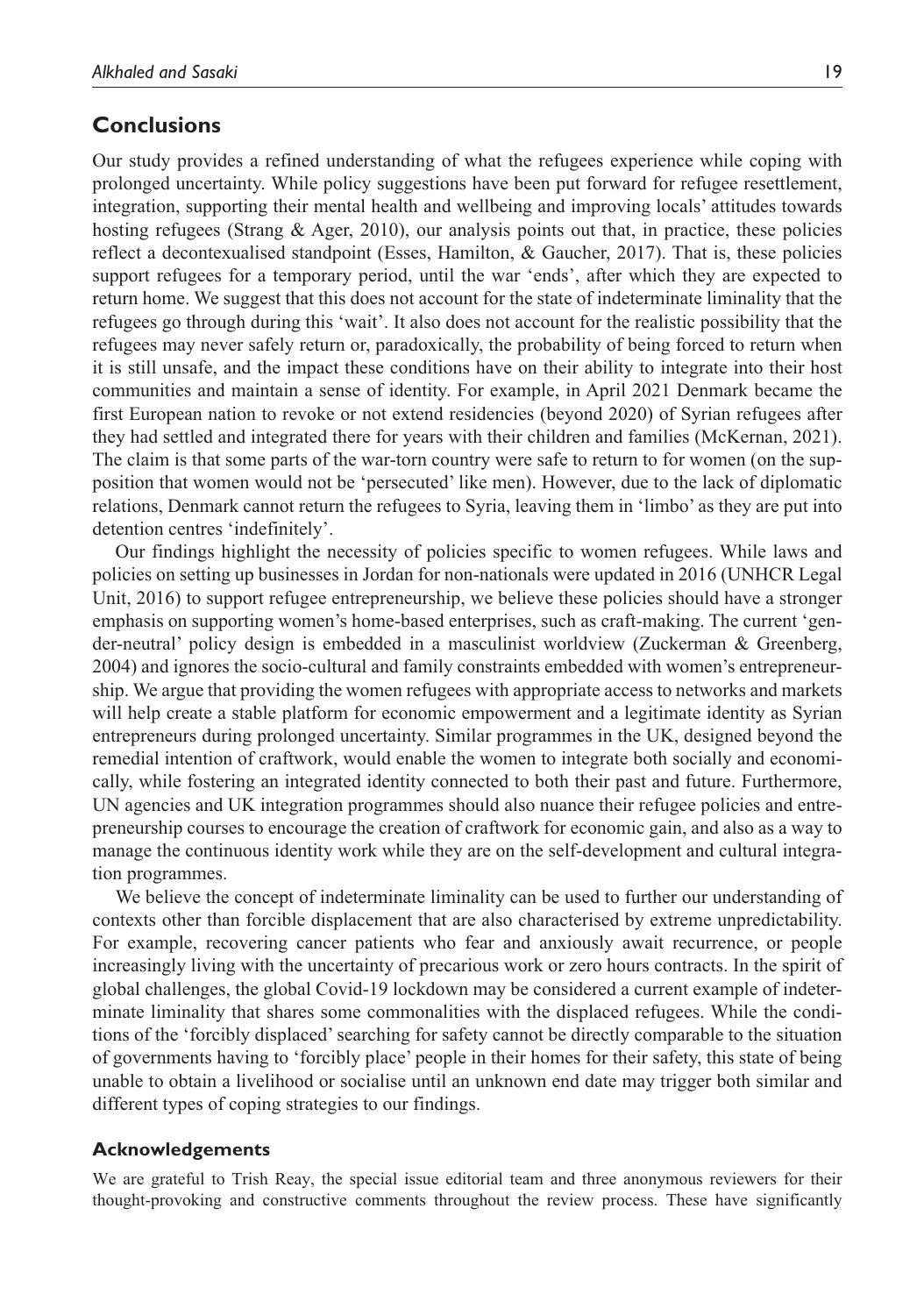## Conclusions

Our study provides a refined understanding of what the refugees experience while coping with prolonged uncertainty. While policy suggestions have been put forward for refugee resettlement, integration, supporting their mental health and wellbeing and improving locals' attitudes towards hosting refugees (Strang & Ager, 2010), our analysis points out that, in practice, these policies reflect a decontexualised standpoint (Esses, Hamilton, & Gaucher, 2017). That is, these policies support refugees for a temporary period, until the war 'ends', after which they are expected to return home. We suggest that this does not account for the state of indeterminate liminality that the refugees go through during this 'wait'. It also does not account for the realistic possibility that the refugees may never safely return or, paradoxically, the probability of being forced to return when it is still unsafe, and the impact these conditions have on their ability to integrate into their host communities and maintain a sense of identity. For example, in April 2021 Denmark became the first European nation to revoke or not extend residencies (beyond 2020) of Syrian refugees after they had settled and integrated there for years with their children and families (McKernan, 2021). The claim is that some parts of the war-torn country were safe to return to for women (on the supposition that women would not be 'persecuted' like men). However, due to the lack of diplomatic relations, Denmark cannot return the refugees to Syria, leaving them in 'limbo' as they are put into detention centres 'indefinitely'.

Our findings highlight the necessity of policies specific to women refugees. While laws and policies on setting up businesses in Jordan for non-nationals were updated in 2016 (UNHCR Legal Unit, 2016) to support refugee entrepreneurship, we believe these policies should have a stronger emphasis on supporting women's home-based enterprises, such as craft-making. The current 'gender-neutral' policy design is embedded in a masculinist worldview (Zuckerman & Greenberg, 2004) and ignores the socio-cultural and family constraints embedded with women's entrepreneurship. We argue that providing the women refugees with appropriate access to networks and markets will help create a stable platform for economic empowerment and a legitimate identity as Syrian entrepreneurs during prolonged uncertainty. Similar programmes in the UK, designed beyond the remedial intention of craftwork, would enable the women to integrate both socially and economically, while fostering an integrated identity connected to both their past and future. Furthermore, UN agencies and UK integration programmes should also nuance their refugee policies and entrepreneurship courses to encourage the creation of craftwork for economic gain, and also as a way to manage the continuous identity work while they are on the self-development and cultural integration programmes.

We believe the concept of indeterminate liminality can be used to further our understanding of contexts other than forcible displacement that are also characterised by extreme unpredictability. For example, recovering cancer patients who fear and anxiously await recurrence, or people increasingly living with the uncertainty of precarious work or zero hours contracts. In the spirit of global challenges, the global Covid-19 lockdown may be considered a current example of indeterminate liminality that shares some commonalities with the displaced refugees. While the conditions of the 'forcibly displaced' searching for safety cannot be directly comparable to the situation of governments having to 'forcibly place' people in their homes for their safety, this state of being unable to obtain a livelihood or socialise until an unknown end date may trigger both similar and different types of coping strategies to our findings.

### Acknowledgements

We are grateful to Trish Reay, the special issue editorial team and three anonymous reviewers for their thought-provoking and constructive comments throughout the review process. These have significantly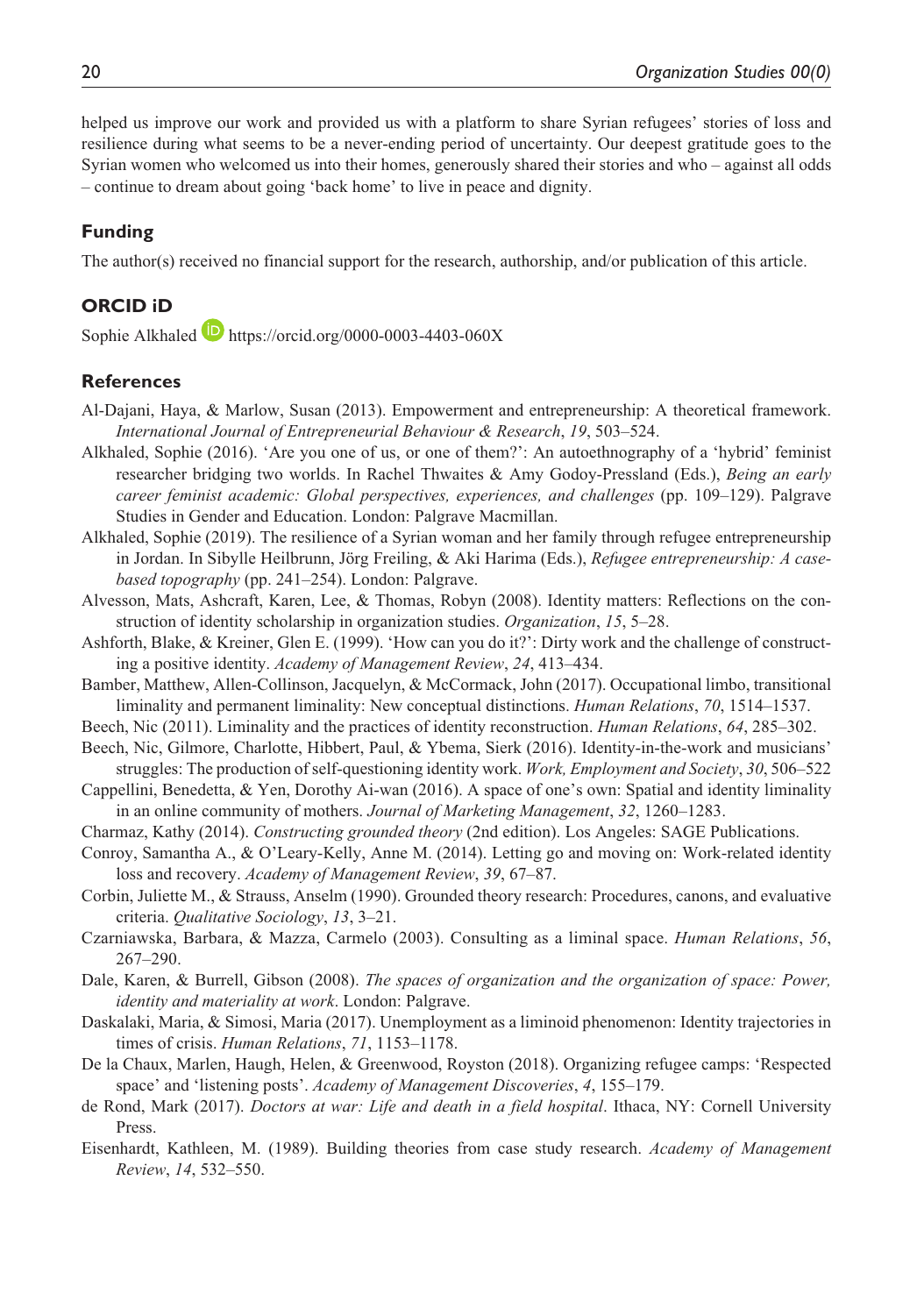helped us improve our work and provided us with a platform to share Syrian refugees' stories of loss and resilience during what seems to be a never-ending period of uncertainty. Our deepest gratitude goes to the Syrian women who welcomed us into their homes, generously shared their stories and who – against all odds – continue to dream about going 'back home' to live in peace and dignity.

## Funding

The author(s) received no financial support for the research, authorship, and/or publication of this article.

## ORCID iD

Sophie Alkhaled https://orcid.org/0000-0003-4403-060X

## References

Al-Dajani, Haya, & Marlow, Susan (2013). Empowerment and entrepreneurship: A theoretical framework. *International Journal of Entrepreneurial Behaviour & Research*, *19*, 503–524.

Alkhaled, Sophie (2016). 'Are you one of us, or one of them?': An autoethnography of a 'hybrid' feminist researcher bridging two worlds. In Rachel Thwaites & Amy Godoy-Pressland (Eds.), *Being an early career feminist academic: Global perspectives, experiences, and challenges* (pp. 109–129). Palgrave Studies in Gender and Education. London: Palgrave Macmillan.

Alkhaled, Sophie (2019). The resilience of a Syrian woman and her family through refugee entrepreneurship in Jordan. In Sibylle Heilbrunn, Jörg Freiling, & Aki Harima (Eds.), *Refugee entrepreneurship: A case-based topography* (pp. 241–254). London: Palgrave.

Alvesson, Mats, Ashcraft, Karen, Lee, & Thomas, Robyn (2008). Identity matters: Reflections on the construction of identity scholarship in organization studies. *Organization*, *15*, 5–28.

Ashforth, Blake, & Kreiner, Glen E. (1999). 'How can you do it?': Dirty work and the challenge of constructing a positive identity. *Academy of Management Review*, *24*, 413–434.

Bamber, Matthew, Allen-Collinson, Jacquelyn, & McCormack, John (2017). Occupational limbo, transitional liminality and permanent liminality: New conceptual distinctions. *Human Relations*, *70*, 1514–1537.

Beech, Nic (2011). Liminality and the practices of identity reconstruction. *Human Relations*, *64*, 285–302.

Beech, Nic, Gilmore, Charlotte, Hibbert, Paul, & Ybema, Sierk (2016). Identity-in-the-work and musicians' struggles: The production of self-questioning identity work. *Work, Employment and Society*, *30*, 506–522

Cappellini, Benedetta, & Yen, Dorothy Ai-wan (2016). A space of one's own: Spatial and identity liminality in an online community of mothers. *Journal of Marketing Management*, *32*, 1260–1283.

Charmaz, Kathy (2014). *Constructing grounded theory* (2nd edition). Los Angeles: SAGE Publications.

Conroy, Samantha A., & O'Leary-Kelly, Anne M. (2014). Letting go and moving on: Work-related identity loss and recovery. *Academy of Management Review*, *39*, 67–87.

Corbin, Juliette M., & Strauss, Anselm (1990). Grounded theory research: Procedures, canons, and evaluative criteria. *Qualitative Sociology*, *13*, 3–21.

Czarniawska, Barbara, & Mazza, Carmelo (2003). Consulting as a liminal space. *Human Relations*, *56*, 267–290.

Dale, Karen, & Burrell, Gibson (2008). *The spaces of organization and the organization of space: Power, identity and materiality at work*. London: Palgrave.

Daskalaki, Maria, & Simosi, Maria (2017). Unemployment as a liminoid phenomenon: Identity trajectories in times of crisis. *Human Relations*, *71*, 1153–1178.

De la Chaux, Marlen, Haugh, Helen, & Greenwood, Royston (2018). Organizing refugee camps: 'Respected space' and 'listening posts'. *Academy of Management Discoveries*, *4*, 155–179.

de Rond, Mark (2017). *Doctors at war: Life and death in a field hospital*. Ithaca, NY: Cornell University Press.

Eisenhardt, Kathleen, M. (1989). Building theories from case study research. *Academy of Management Review*, *14*, 532–550.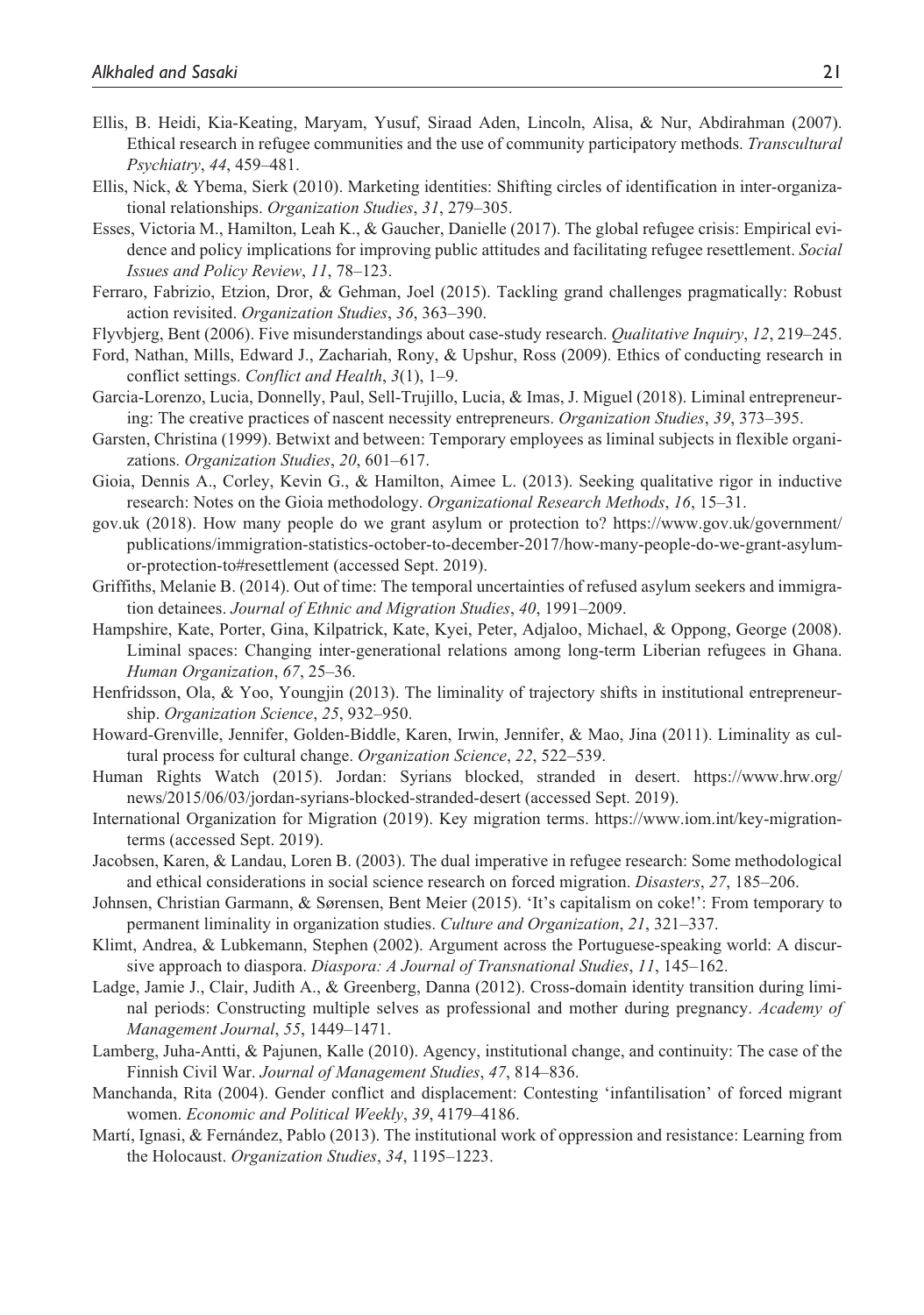Ellis, B. Heidi, Kia-Keating, Maryam, Yusuf, Siraad Aden, Lincoln, Alisa, & Nur, Abdirahman (2007). Ethical research in refugee communities and the use of community participatory methods. *Transcultural Psychiatry*, *44*, 459–481.

Ellis, Nick, & Ybema, Sierk (2010). Marketing identities: Shifting circles of identification in inter-organizational relationships. *Organization Studies*, *31*, 279–305.

Esses, Victoria M., Hamilton, Leah K., & Gaucher, Danielle (2017). The global refugee crisis: Empirical evidence and policy implications for improving public attitudes and facilitating refugee resettlement. *Social Issues and Policy Review*, *11*, 78–123.

Ferraro, Fabrizio, Etzion, Dror, & Gehman, Joel (2015). Tackling grand challenges pragmatically: Robust action revisited. *Organization Studies*, *36*, 363–390.

Flyvbjerg, Bent (2006). Five misunderstandings about case-study research. *Qualitative Inquiry*, *12*, 219–245.

Ford, Nathan, Mills, Edward J., Zachariah, Rony, & Upshur, Ross (2009). Ethics of conducting research in conflict settings. *Conflict and Health*, *3*(1), 1–9.

Garcia-Lorenzo, Lucia, Donnelly, Paul, Sell-Trujillo, Lucia, & Imas, J. Miguel (2018). Liminal entrepreneuring: The creative practices of nascent necessity entrepreneurs. *Organization Studies*, *39*, 373–395.

Garsten, Christina (1999). Betwixt and between: Temporary employees as liminal subjects in flexible organizations. *Organization Studies*, *20*, 601–617.

Gioia, Dennis A., Corley, Kevin G., & Hamilton, Aimee L. (2013). Seeking qualitative rigor in inductive research: Notes on the Gioia methodology. *Organizational Research Methods*, *16*, 15–31.

gov.uk (2018). How many people do we grant asylum or protection to? https://www.gov.uk/government/publications/immigration-statistics-october-to-december-2017/how-many-people-do-we-grant-asylum-or-protection-to#resettlement (accessed Sept. 2019).

Griffiths, Melanie B. (2014). Out of time: The temporal uncertainties of refused asylum seekers and immigration detainees. *Journal of Ethnic and Migration Studies*, *40*, 1991–2009.

Hampshire, Kate, Porter, Gina, Kilpatrick, Kate, Kyei, Peter, Adjaloo, Michael, & Oppong, George (2008). Liminal spaces: Changing inter-generational relations among long-term Liberian refugees in Ghana. *Human Organization*, *67*, 25–36.

Henfridsson, Ola, & Yoo, Youngjin (2013). The liminality of trajectory shifts in institutional entrepreneurship. *Organization Science*, *25*, 932–950.

Howard-Grenville, Jennifer, Golden-Biddle, Karen, Irwin, Jennifer, & Mao, Jina (2011). Liminality as cultural process for cultural change. *Organization Science*, *22*, 522–539.

Human Rights Watch (2015). Jordan: Syrians blocked, stranded in desert. https://www.hrw.org/news/2015/06/03/jordan-syrians-blocked-stranded-desert (accessed Sept. 2019).

International Organization for Migration (2019). Key migration terms. https://www.iom.int/key-migration-terms (accessed Sept. 2019).

Jacobsen, Karen, & Landau, Loren B. (2003). The dual imperative in refugee research: Some methodological and ethical considerations in social science research on forced migration. *Disasters*, *27*, 185–206.

Johnsen, Christian Garmann, & Sørensen, Bent Meier (2015). 'It's capitalism on coke!': From temporary to permanent liminality in organization studies. *Culture and Organization*, *21*, 321–337.

Klimt, Andrea, & Lubkemann, Stephen (2002). Argument across the Portuguese-speaking world: A discursive approach to diaspora. *Diaspora: A Journal of Transnational Studies*, *11*, 145–162.

Ladge, Jamie J., Clair, Judith A., & Greenberg, Danna (2012). Cross-domain identity transition during liminal periods: Constructing multiple selves as professional and mother during pregnancy. *Academy of Management Journal*, *55*, 1449–1471.

Lamberg, Juha-Antti, & Pajunen, Kalle (2010). Agency, institutional change, and continuity: The case of the Finnish Civil War. *Journal of Management Studies*, *47*, 814–836.

Manchanda, Rita (2004). Gender conflict and displacement: Contesting 'infantilisation' of forced migrant women. *Economic and Political Weekly*, *39*, 4179–4186.

Martí, Ignasi, & Fernández, Pablo (2013). The institutional work of oppression and resistance: Learning from the Holocaust. *Organization Studies*, *34*, 1195–1223.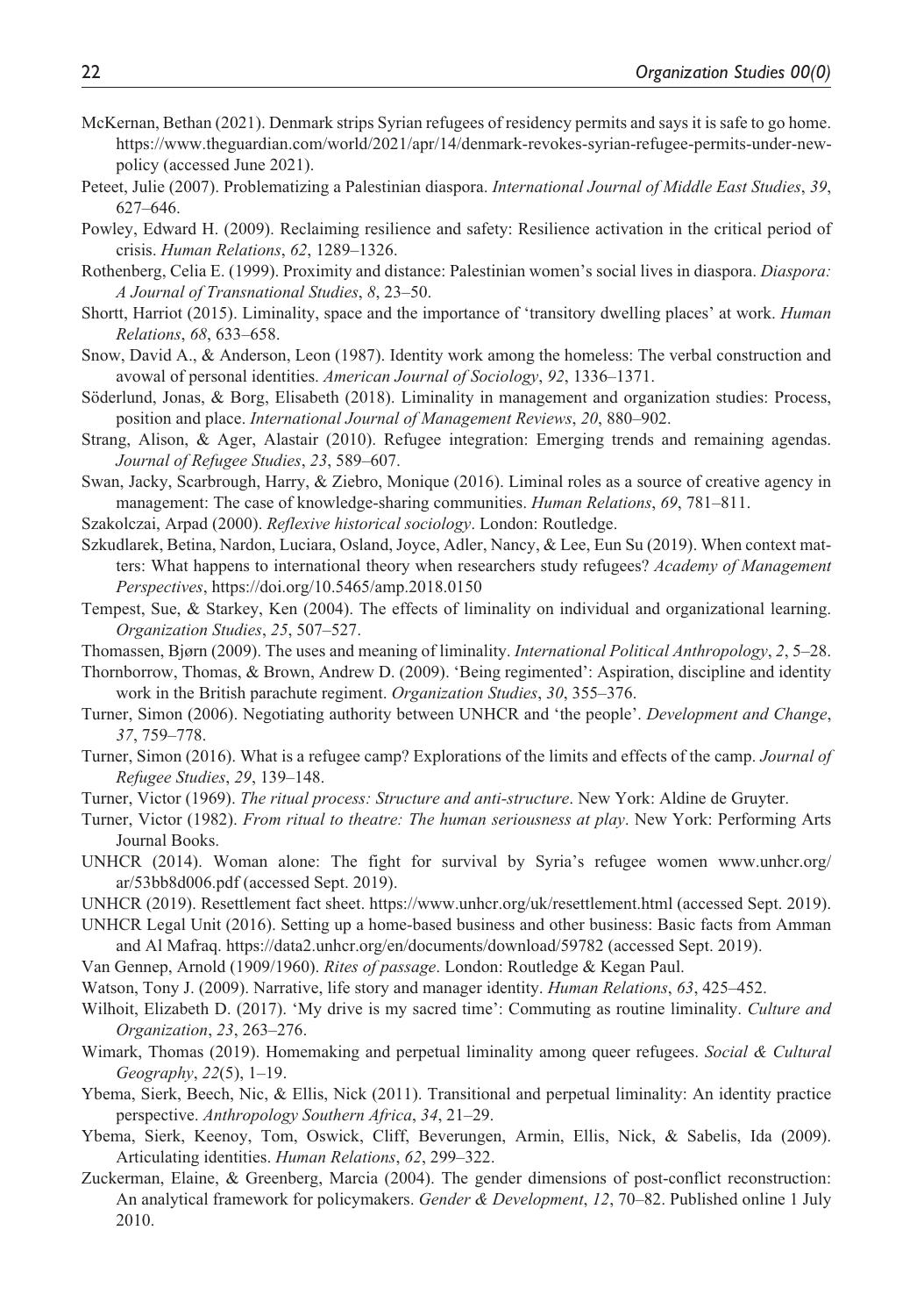McKernan, Bethan (2021). Denmark strips Syrian refugees of residency permits and says it is safe to go home. https://www.theguardian.com/world/2021/apr/14/denmark-revokes-syrian-refugee-permits-under-new-policy (accessed June 2021).

Peteet, Julie (2007). Problematizing a Palestinian diaspora. *International Journal of Middle East Studies*, *39*, 627–646.

Powley, Edward H. (2009). Reclaiming resilience and safety: Resilience activation in the critical period of crisis. *Human Relations*, *62*, 1289–1326.

Rothenberg, Celia E. (1999). Proximity and distance: Palestinian women's social lives in diaspora. *Diaspora: A Journal of Transnational Studies*, *8*, 23–50.

Shortt, Harriot (2015). Liminality, space and the importance of 'transitory dwelling places' at work. *Human Relations*, *68*, 633–658.

Snow, David A., & Anderson, Leon (1987). Identity work among the homeless: The verbal construction and avowal of personal identities. *American Journal of Sociology*, *92*, 1336–1371.

Söderlund, Jonas, & Borg, Elisabeth (2018). Liminality in management and organization studies: Process, position and place. *International Journal of Management Reviews*, *20*, 880–902.

Strang, Alison, & Ager, Alastair (2010). Refugee integration: Emerging trends and remaining agendas. *Journal of Refugee Studies*, *23*, 589–607.

Swan, Jacky, Scarbrough, Harry, & Ziebro, Monique (2016). Liminal roles as a source of creative agency in management: The case of knowledge-sharing communities. *Human Relations*, *69*, 781–811.

Szakolczai, Arpad (2000). *Reflexive historical sociology*. London: Routledge.

Szkudlarek, Betina, Nardon, Luciara, Osland, Joyce, Adler, Nancy, & Lee, Eun Su (2019). When context matters: What happens to international theory when researchers study refugees? *Academy of Management Perspectives*, https://doi.org/10.5465/amp.2018.0150

Tempest, Sue, & Starkey, Ken (2004). The effects of liminality on individual and organizational learning. *Organization Studies*, *25*, 507–527.

Thomassen, Bjørn (2009). The uses and meaning of liminality. *International Political Anthropology*, *2*, 5–28.

Thornborrow, Thomas, & Brown, Andrew D. (2009). 'Being regimented': Aspiration, discipline and identity work in the British parachute regiment. *Organization Studies*, *30*, 355–376.

Turner, Simon (2006). Negotiating authority between UNHCR and 'the people'. *Development and Change*, *37*, 759–778.

Turner, Simon (2016). What is a refugee camp? Explorations of the limits and effects of the camp. *Journal of Refugee Studies*, *29*, 139–148.

Turner, Victor (1969). *The ritual process: Structure and anti-structure*. New York: Aldine de Gruyter.

Turner, Victor (1982). *From ritual to theatre: The human seriousness at play*. New York: Performing Arts Journal Books.

UNHCR (2014). Woman alone: The fight for survival by Syria's refugee women www.unhcr.org/ar/53bb8d006.pdf (accessed Sept. 2019).

UNHCR (2019). Resettlement fact sheet. https://www.unhcr.org/uk/resettlement.html (accessed Sept. 2019).

UNHCR Legal Unit (2016). Setting up a home-based business and other business: Basic facts from Amman and Al Mafraq. https://data2.unhcr.org/en/documents/download/59782 (accessed Sept. 2019).

Van Gennep, Arnold (1909/1960). *Rites of passage*. London: Routledge & Kegan Paul.

Watson, Tony J. (2009). Narrative, life story and manager identity. *Human Relations*, *63*, 425–452.

Wilhoit, Elizabeth D. (2017). 'My drive is my sacred time': Commuting as routine liminality. *Culture and Organization*, *23*, 263–276.

Wimark, Thomas (2019). Homemaking and perpetual liminality among queer refugees. *Social & Cultural Geography*, *22*(5), 1–19.

Ybema, Sierk, Beech, Nic, & Ellis, Nick (2011). Transitional and perpetual liminality: An identity practice perspective. *Anthropology Southern Africa*, *34*, 21–29.

Ybema, Sierk, Keenoy, Tom, Oswick, Cliff, Beverungen, Armin, Ellis, Nick, & Sabelis, Ida (2009). Articulating identities. *Human Relations*, *62*, 299–322.

Zuckerman, Elaine, & Greenberg, Marcia (2004). The gender dimensions of post-conflict reconstruction: An analytical framework for policymakers. *Gender & Development*, *12*, 70–82. Published online 1 July 2010.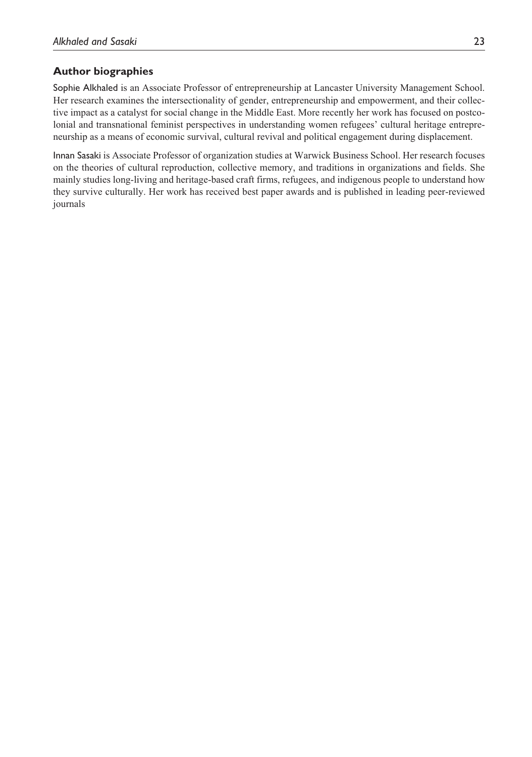## Author biographies

Sophie Alkhaled is an Associate Professor of entrepreneurship at Lancaster University Management School. Her research examines the intersectionality of gender, entrepreneurship and empowerment, and their collective impact as a catalyst for social change in the Middle East. More recently her work has focused on postcolonial and transnational feminist perspectives in understanding women refugees' cultural heritage entrepreneurship as a means of economic survival, cultural revival and political engagement during displacement.

Innan Sasaki is Associate Professor of organization studies at Warwick Business School. Her research focuses on the theories of cultural reproduction, collective memory, and traditions in organizations and fields. She mainly studies long-living and heritage-based craft firms, refugees, and indigenous people to understand how they survive culturally. Her work has received best paper awards and is published in leading peer-reviewed journals